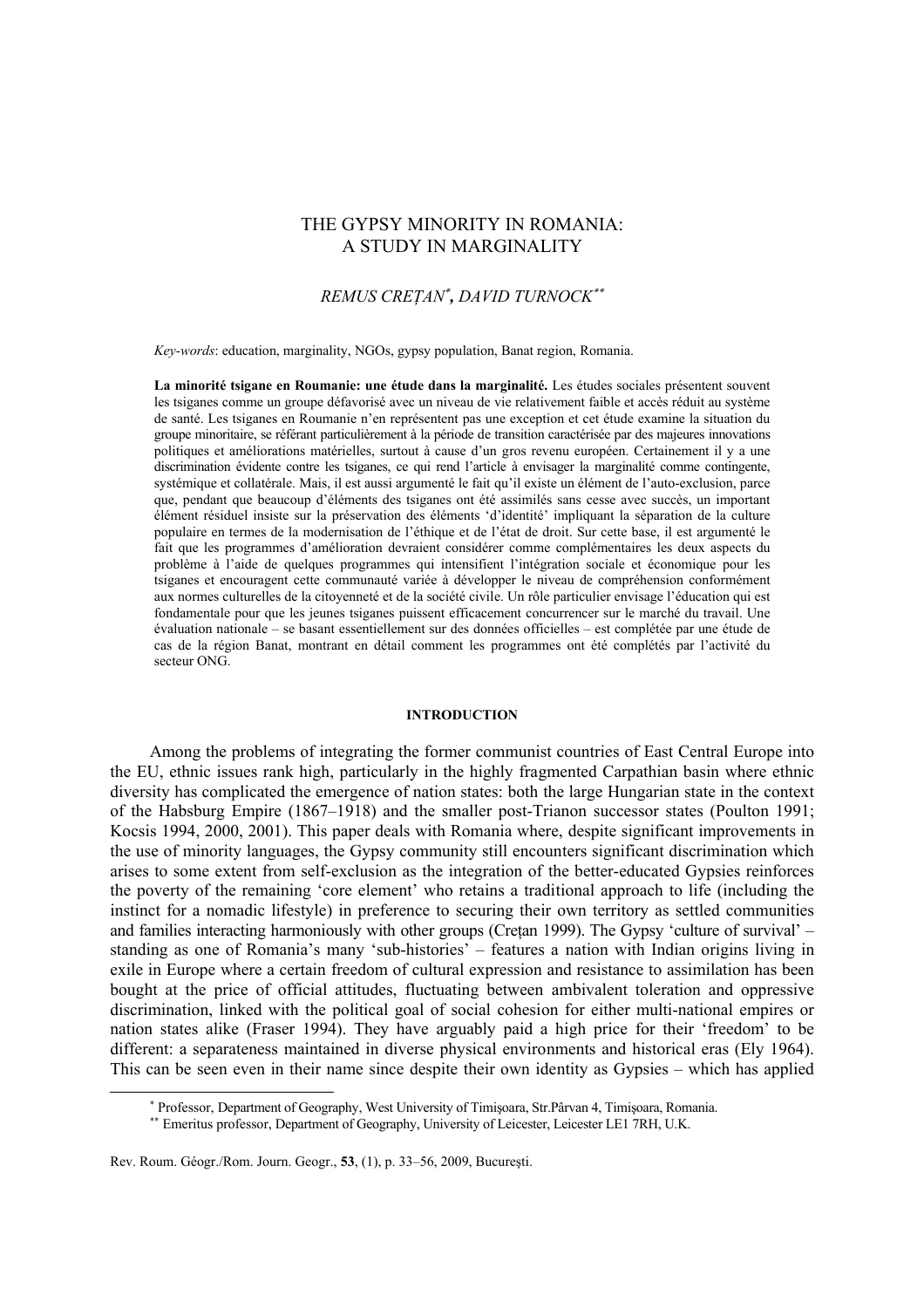# THE GYPSY MINORITY IN ROMANIA: A STUDY IN MARGINALITY

*REMUS CREȚAN*[*]*, DAVID TURNOCK*[**]

*Key-words*: education, marginality, NGOs, gypsy population, Banat region, Romania.

**La minorité tsigane en Roumanie: une étude dans la marginalité.** Les études sociales présentent souvent les tsiganes comme un groupe défavorisé avec un niveau de vie relativement faible et accès réduit au système de santé. Les tsiganes en Roumanie n'en représentent pas une exception et cet étude examine la situation du groupe minoritaire, se référant particulièrement à la période de transition caractérisée par des majeures innovations politiques et améliorations matérielles, surtout à cause d'un gros revenu européen. Certainement il y a une discrimination évidente contre les tsiganes, ce qui rend l'article à envisager la marginalité comme contingente, systémique et collatérale. Mais, il est aussi argumenté le fait qu'il existe un élément de l'auto-exclusion, parce que, pendant que beaucoup d'éléments des tsiganes ont été assimilés sans cesse avec succès, un important élément résiduel insiste sur la préservation des éléments 'd'identité' impliquant la séparation de la culture populaire en termes de la modernisation de l'éthique et de l'état de droit. Sur cette base, il est argumenté le fait que les programmes d'amélioration devraient considérer comme complémentaires les deux aspects du problème à l'aide de quelques programmes qui intensifient l'intégration sociale et économique pour les tsiganes et encouragent cette communauté variée à développer le niveau de compréhension conformément aux normes culturelles de la citoyenneté et de la société civile. Un rôle particulier envisage l'éducation qui est fondamentale pour que les jeunes tsiganes puissent efficacement concurrencer sur le marché du travail. Une évaluation nationale – se basant essentiellement sur des données officielles – est complétée par une étude de cas de la région Banat, montrant en détail comment les programmes ont été complétés par l'activité du secteur ONG.

## INTRODUCTION

Among the problems of integrating the former communist countries of East Central Europe into the EU, ethnic issues rank high, particularly in the highly fragmented Carpathian basin where ethnic diversity has complicated the emergence of nation states: both the large Hungarian state in the context of the Habsburg Empire (1867–1918) and the smaller post-Trianon successor states (Poulton 1991; Kocsis 1994, 2000, 2001). This paper deals with Romania where, despite significant improvements in the use of minority languages, the Gypsy community still encounters significant discrimination which arises to some extent from self-exclusion as the integration of the better-educated Gypsies reinforces the poverty of the remaining 'core element' who retains a traditional approach to life (including the instinct for a nomadic lifestyle) in preference to securing their own territory as settled communities and families interacting harmoniously with other groups (Crețan 1999). The Gypsy 'culture of survival' – standing as one of Romania's many 'sub-histories' – features a nation with Indian origins living in exile in Europe where a certain freedom of cultural expression and resistance to assimilation has been bought at the price of official attitudes, fluctuating between ambivalent toleration and oppressive discrimination, linked with the political goal of social cohesion for either multi-national empires or nation states alike (Fraser 1994). They have arguably paid a high price for their 'freedom' to be different: a separateness maintained in diverse physical environments and historical eras (Ely 1964). This can be seen even in their name since despite their own identity as Gypsies – which has applied

[*] Professor, Department of Geography, West University of Timişoara, Str.Pârvan 4, Timişoara, Romania.

[**] Emeritus professor, Department of Geography, University of Leicester, Leicester LE1 7RH, U.K.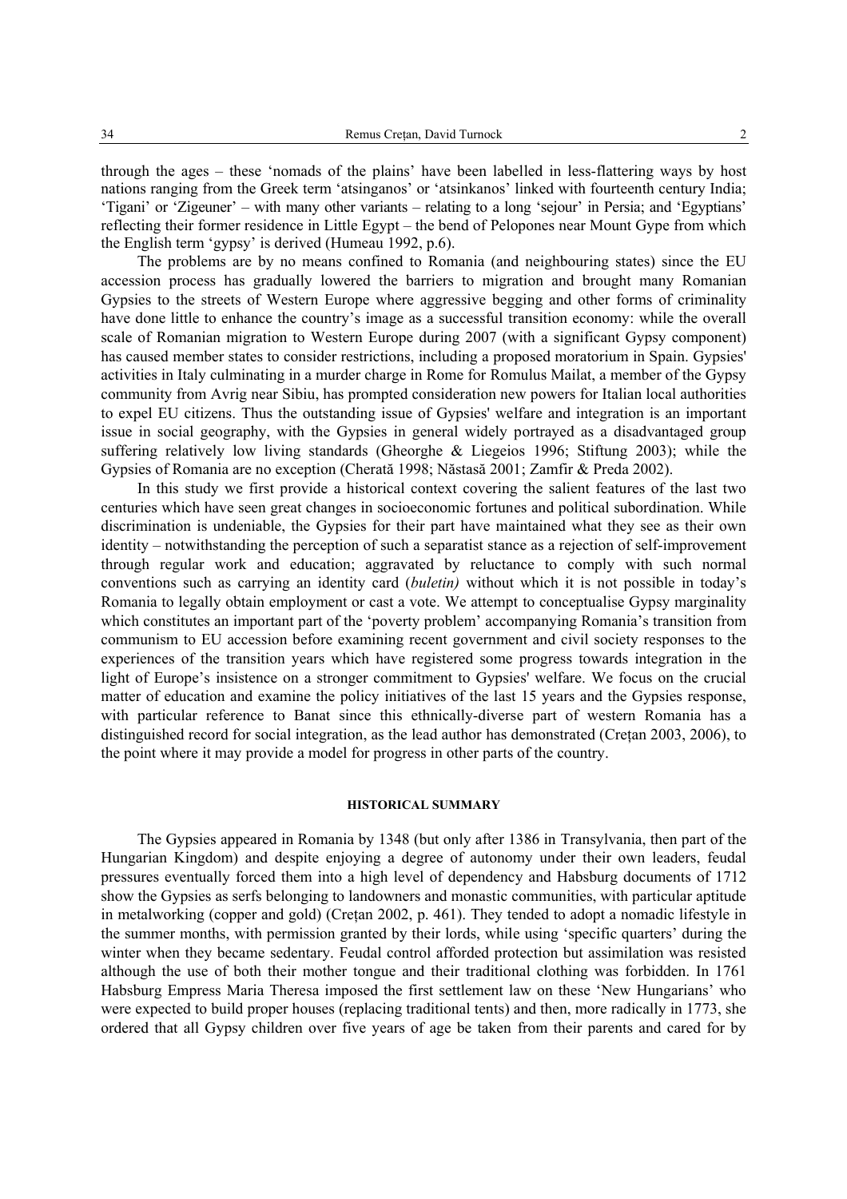through the ages – these 'nomads of the plains' have been labelled in less-flattering ways by host nations ranging from the Greek term 'atsinganos' or 'atsinkanos' linked with fourteenth century India; 'Tigani' or 'Zigeuner' – with many other variants – relating to a long 'sejour' in Persia; and 'Egyptians' reflecting their former residence in Little Egypt – the bend of Pelopones near Mount Gype from which the English term 'gypsy' is derived (Humeau 1992, p.6).

The problems are by no means confined to Romania (and neighbouring states) since the EU accession process has gradually lowered the barriers to migration and brought many Romanian Gypsies to the streets of Western Europe where aggressive begging and other forms of criminality have done little to enhance the country's image as a successful transition economy: while the overall scale of Romanian migration to Western Europe during 2007 (with a significant Gypsy component) has caused member states to consider restrictions, including a proposed moratorium in Spain. Gypsies' activities in Italy culminating in a murder charge in Rome for Romulus Mailat, a member of the Gypsy community from Avrig near Sibiu, has prompted consideration new powers for Italian local authorities to expel EU citizens. Thus the outstanding issue of Gypsies' welfare and integration is an important issue in social geography, with the Gypsies in general widely portrayed as a disadvantaged group suffering relatively low living standards (Gheorghe & Liegeois 1996; Stiftung 2003); while the Gypsies of Romania are no exception (Cherată 1998; Năstasă 2001; Zamfir & Preda 2002).

In this study we first provide a historical context covering the salient features of the last two centuries which have seen great changes in socioeconomic fortunes and political subordination. While discrimination is undeniable, the Gypsies for their part have maintained what they see as their own identity – notwithstanding the perception of such a separatist stance as a rejection of self-improvement through regular work and education; aggravated by reluctance to comply with such normal conventions such as carrying an identity card (*buletin)* without which it is not possible in today's Romania to legally obtain employment or cast a vote. We attempt to conceptualise Gypsy marginality which constitutes an important part of the 'poverty problem' accompanying Romania's transition from communism to EU accession before examining recent government and civil society responses to the experiences of the transition years which have registered some progress towards integration in the light of Europe's insistence on a stronger commitment to Gypsies' welfare. We focus on the crucial matter of education and examine the policy initiatives of the last 15 years and the Gypsies response, with particular reference to Banat since this ethnically-diverse part of western Romania has a distinguished record for social integration, as the lead author has demonstrated (Crețan 2003, 2006), to the point where it may provide a model for progress in other parts of the country.

## HISTORICAL SUMMARY

The Gypsies appeared in Romania by 1348 (but only after 1386 in Transylvania, then part of the Hungarian Kingdom) and despite enjoying a degree of autonomy under their own leaders, feudal pressures eventually forced them into a high level of dependency and Habsburg documents of 1712 show the Gypsies as serfs belonging to landowners and monastic communities, with particular aptitude in metalworking (copper and gold) (Crețan 2002, p. 461). They tended to adopt a nomadic lifestyle in the summer months, with permission granted by their lords, while using 'specific quarters' during the winter when they became sedentary. Feudal control afforded protection but assimilation was resisted although the use of both their mother tongue and their traditional clothing was forbidden. In 1761 Habsburg Empress Maria Theresa imposed the first settlement law on these 'New Hungarians' who were expected to build proper houses (replacing traditional tents) and then, more radically in 1773, she ordered that all Gypsy children over five years of age be taken from their parents and cared for by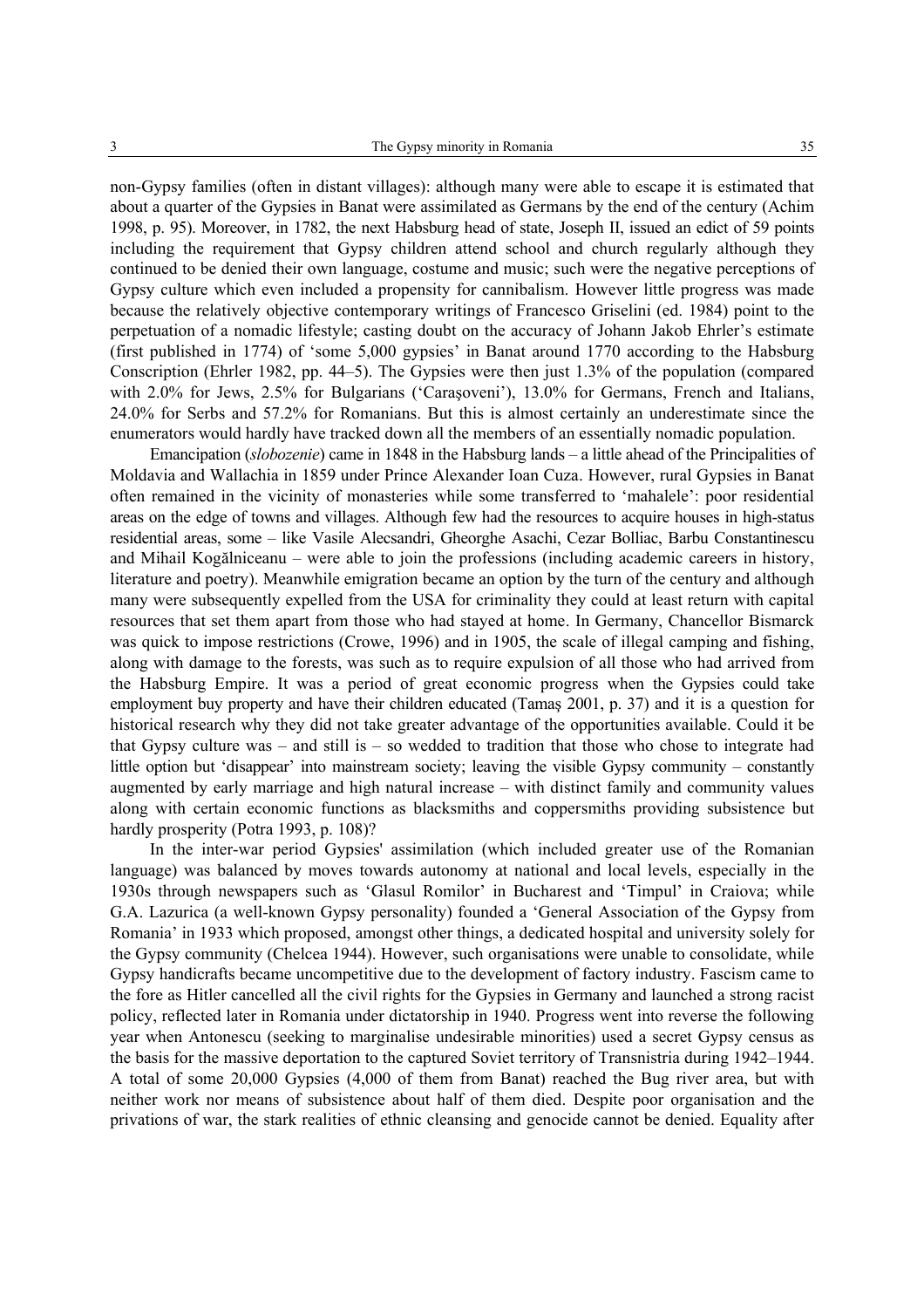non-Gypsy families (often in distant villages): although many were able to escape it is estimated that about a quarter of the Gypsies in Banat were assimilated as Germans by the end of the century (Achim 1998, p. 95). Moreover, in 1782, the next Habsburg head of state, Joseph II, issued an edict of 59 points including the requirement that Gypsy children attend school and church regularly although they continued to be denied their own language, costume and music; such were the negative perceptions of Gypsy culture which even included a propensity for cannibalism. However little progress was made because the relatively objective contemporary writings of Francesco Griselini (ed. 1984) point to the perpetuation of a nomadic lifestyle; casting doubt on the accuracy of Johann Jakob Ehrler's estimate (first published in 1774) of 'some 5,000 gypsies' in Banat around 1770 according to the Habsburg Conscription (Ehrler 1982, pp. 44–5). The Gypsies were then just 1.3% of the population (compared with 2.0% for Jews, 2.5% for Bulgarians ('Caraşoveni'), 13.0% for Germans, French and Italians, 24.0% for Serbs and 57.2% for Romanians. But this is almost certainly an underestimate since the enumerators would hardly have tracked down all the members of an essentially nomadic population.

Emancipation (*slobozenie*) came in 1848 in the Habsburg lands – a little ahead of the Principalities of Moldavia and Wallachia in 1859 under Prince Alexander Ioan Cuza. However, rural Gypsies in Banat often remained in the vicinity of monasteries while some transferred to 'mahalele': poor residential areas on the edge of towns and villages. Although few had the resources to acquire houses in high-status residential areas, some – like Vasile Alecsandri, Gheorghe Asachi, Cezar Bolliac, Barbu Constantinescu and Mihail Kogălniceanu – were able to join the professions (including academic careers in history, literature and poetry). Meanwhile emigration became an option by the turn of the century and although many were subsequently expelled from the USA for criminality they could at least return with capital resources that set them apart from those who had stayed at home. In Germany, Chancellor Bismarck was quick to impose restrictions (Crowe, 1996) and in 1905, the scale of illegal camping and fishing, along with damage to the forests, was such as to require expulsion of all those who had arrived from the Habsburg Empire. It was a period of great economic progress when the Gypsies could take employment buy property and have their children educated (Tamaş 2001, p. 37) and it is a question for historical research why they did not take greater advantage of the opportunities available. Could it be that Gypsy culture was – and still is – so wedded to tradition that those who chose to integrate had little option but 'disappear' into mainstream society; leaving the visible Gypsy community – constantly augmented by early marriage and high natural increase – with distinct family and community values along with certain economic functions as blacksmiths and coppersmiths providing subsistence but hardly prosperity (Potra 1993, p. 108)?

In the inter-war period Gypsies' assimilation (which included greater use of the Romanian language) was balanced by moves towards autonomy at national and local levels, especially in the 1930s through newspapers such as 'Glasul Romilor' in Bucharest and 'Timpul' in Craiova; while G.A. Lazurica (a well-known Gypsy personality) founded a 'General Association of the Gypsy from Romania' in 1933 which proposed, amongst other things, a dedicated hospital and university solely for the Gypsy community (Chelcea 1944). However, such organisations were unable to consolidate, while Gypsy handicrafts became uncompetitive due to the development of factory industry. Fascism came to the fore as Hitler cancelled all the civil rights for the Gypsies in Germany and launched a strong racist policy, reflected later in Romania under dictatorship in 1940. Progress went into reverse the following year when Antonescu (seeking to marginalise undesirable minorities) used a secret Gypsy census as the basis for the massive deportation to the captured Soviet territory of Transnistria during 1942–1944. A total of some 20,000 Gypsies (4,000 of them from Banat) reached the Bug river area, but with neither work nor means of subsistence about half of them died. Despite poor organisation and the privations of war, the stark realities of ethnic cleansing and genocide cannot be denied. Equality after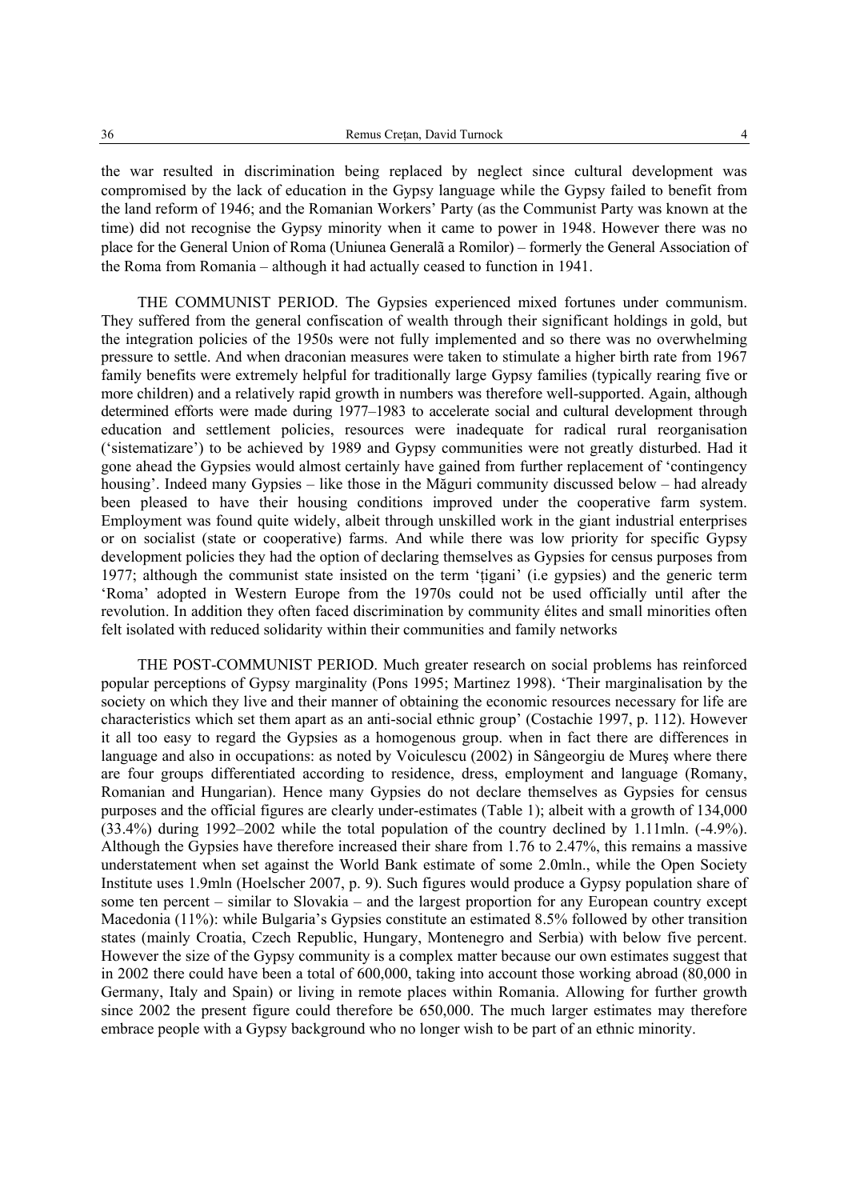the war resulted in discrimination being replaced by neglect since cultural development was compromised by the lack of education in the Gypsy language while the Gypsy failed to benefit from the land reform of 1946; and the Romanian Workers' Party (as the Communist Party was known at the time) did not recognise the Gypsy minority when it came to power in 1948. However there was no place for the General Union of Roma (Uniunea Generalã a Romilor) – formerly the General Association of the Roma from Romania – although it had actually ceased to function in 1941.

THE COMMUNIST PERIOD. The Gypsies experienced mixed fortunes under communism. They suffered from the general confiscation of wealth through their significant holdings in gold, but the integration policies of the 1950s were not fully implemented and so there was no overwhelming pressure to settle. And when draconian measures were taken to stimulate a higher birth rate from 1967 family benefits were extremely helpful for traditionally large Gypsy families (typically rearing five or more children) and a relatively rapid growth in numbers was therefore well-supported. Again, although determined efforts were made during 1977–1983 to accelerate social and cultural development through education and settlement policies, resources were inadequate for radical rural reorganisation ('sistematizare') to be achieved by 1989 and Gypsy communities were not greatly disturbed. Had it gone ahead the Gypsies would almost certainly have gained from further replacement of 'contingency housing'. Indeed many Gypsies – like those in the Măguri community discussed below – had already been pleased to have their housing conditions improved under the cooperative farm system. Employment was found quite widely, albeit through unskilled work in the giant industrial enterprises or on socialist (state or cooperative) farms. And while there was low priority for specific Gypsy development policies they had the option of declaring themselves as Gypsies for census purposes from 1977; although the communist state insisted on the term 'ţigani' (i.e gypsies) and the generic term 'Roma' adopted in Western Europe from the 1970s could not be used officially until after the revolution. In addition they often faced discrimination by community élites and small minorities often felt isolated with reduced solidarity within their communities and family networks

THE POST-COMMUNIST PERIOD. Much greater research on social problems has reinforced popular perceptions of Gypsy marginality (Pons 1995; Martinez 1998). 'Their marginalisation by the society on which they live and their manner of obtaining the economic resources necessary for life are characteristics which set them apart as an anti-social ethnic group' (Costachie 1997, p. 112). However it all too easy to regard the Gypsies as a homogenous group. when in fact there are differences in language and also in occupations: as noted by Voiculescu (2002) in Sângeorgiu de Mureş where there are four groups differentiated according to residence, dress, employment and language (Romany, Romanian and Hungarian). Hence many Gypsies do not declare themselves as Gypsies for census purposes and the official figures are clearly under-estimates (Table 1); albeit with a growth of 134,000 (33.4%) during 1992–2002 while the total population of the country declined by 1.11mln. (-4.9%). Although the Gypsies have therefore increased their share from 1.76 to 2.47%, this remains a massive understatement when set against the World Bank estimate of some 2.0mln., while the Open Society Institute uses 1.9mln (Hoelscher 2007, p. 9). Such figures would produce a Gypsy population share of some ten percent – similar to Slovakia – and the largest proportion for any European country except Macedonia (11%): while Bulgaria's Gypsies constitute an estimated 8.5% followed by other transition states (mainly Croatia, Czech Republic, Hungary, Montenegro and Serbia) with below five percent. However the size of the Gypsy community is a complex matter because our own estimates suggest that in 2002 there could have been a total of 600,000, taking into account those working abroad (80,000 in Germany, Italy and Spain) or living in remote places within Romania. Allowing for further growth since 2002 the present figure could therefore be 650,000. The much larger estimates may therefore embrace people with a Gypsy background who no longer wish to be part of an ethnic minority.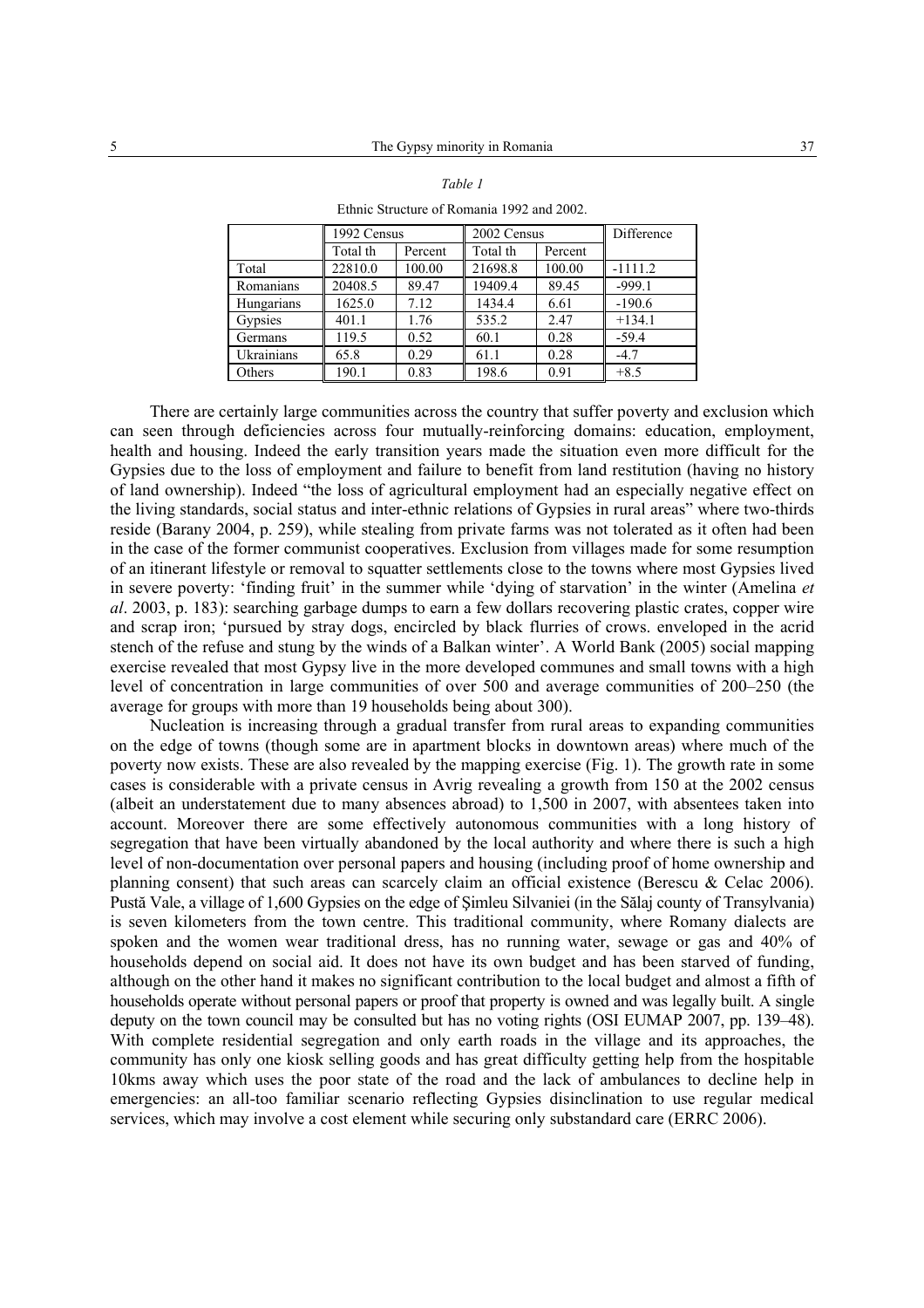*Table 1*

Ethnic Structure of Romania 1992 and 2002.

| | 1992 Census | | 2002 Census | | Difference |
|---|---|---|---|---|---|
| | Total th | Percent | Total th | Percent | |
| Total | 22810.0 | 100.00 | 21698.8 | 100.00 | -1111.2 |
| Romanians | 20408.5 | 89.47 | 19409.4 | 89.45 | -999.1 |
| Hungarians | 1625.0 | 7.12 | 1434.4 | 6.61 | -190.6 |
| Gypsies | 401.1 | 1.76 | 535.2 | 2.47 | +134.1 |
| Germans | 119.5 | 0.52 | 60.1 | 0.28 | -59.4 |
| Ukrainians | 65.8 | 0.29 | 61.1 | 0.28 | -4.7 |
| Others | 190.1 | 0.83 | 198.6 | 0.91 | +8.5 |

There are certainly large communities across the country that suffer poverty and exclusion which can seen through deficiencies across four mutually-reinforcing domains: education, employment, health and housing. Indeed the early transition years made the situation even more difficult for the Gypsies due to the loss of employment and failure to benefit from land restitution (having no history of land ownership). Indeed "the loss of agricultural employment had an especially negative effect on the living standards, social status and inter-ethnic relations of Gypsies in rural areas" where two-thirds reside (Barany 2004, p. 259), while stealing from private farms was not tolerated as it often had been in the case of the former communist cooperatives. Exclusion from villages made for some resumption of an itinerant lifestyle or removal to squatter settlements close to the towns where most Gypsies lived in severe poverty: 'finding fruit' in the summer while 'dying of starvation' in the winter (Amelina *et al*. 2003, p. 183): searching garbage dumps to earn a few dollars recovering plastic crates, copper wire and scrap iron; 'pursued by stray dogs, encircled by black flurries of crows. enveloped in the acrid stench of the refuse and stung by the winds of a Balkan winter'. A World Bank (2005) social mapping exercise revealed that most Gypsy live in the more developed communes and small towns with a high level of concentration in large communities of over 500 and average communities of 200–250 (the average for groups with more than 19 households being about 300).

Nucleation is increasing through a gradual transfer from rural areas to expanding communities on the edge of towns (though some are in apartment blocks in downtown areas) where much of the poverty now exists. These are also revealed by the mapping exercise (Fig. 1). The growth rate in some cases is considerable with a private census in Avrig revealing a growth from 150 at the 2002 census (albeit an understatement due to many absences abroad) to 1,500 in 2007, with absentees taken into account. Moreover there are some effectively autonomous communities with a long history of segregation that have been virtually abandoned by the local authority and where there is such a high level of non-documentation over personal papers and housing (including proof of home ownership and planning consent) that such areas can scarcely claim an official existence (Berescu & Celac 2006). Pustă Vale, a village of 1,600 Gypsies on the edge of Şimleu Silvaniei (in the Sălaj county of Transylvania) is seven kilometers from the town centre. This traditional community, where Romany dialects are spoken and the women wear traditional dress, has no running water, sewage or gas and 40% of households depend on social aid. It does not have its own budget and has been starved of funding, although on the other hand it makes no significant contribution to the local budget and almost a fifth of households operate without personal papers or proof that property is owned and was legally built. A single deputy on the town council may be consulted but has no voting rights (OSI EUMAP 2007, pp. 139–48). With complete residential segregation and only earth roads in the village and its approaches, the community has only one kiosk selling goods and has great difficulty getting help from the hospitable 10kms away which uses the poor state of the road and the lack of ambulances to decline help in emergencies: an all-too familiar scenario reflecting Gypsies disinclination to use regular medical services, which may involve a cost element while securing only substandard care (ERRC 2006).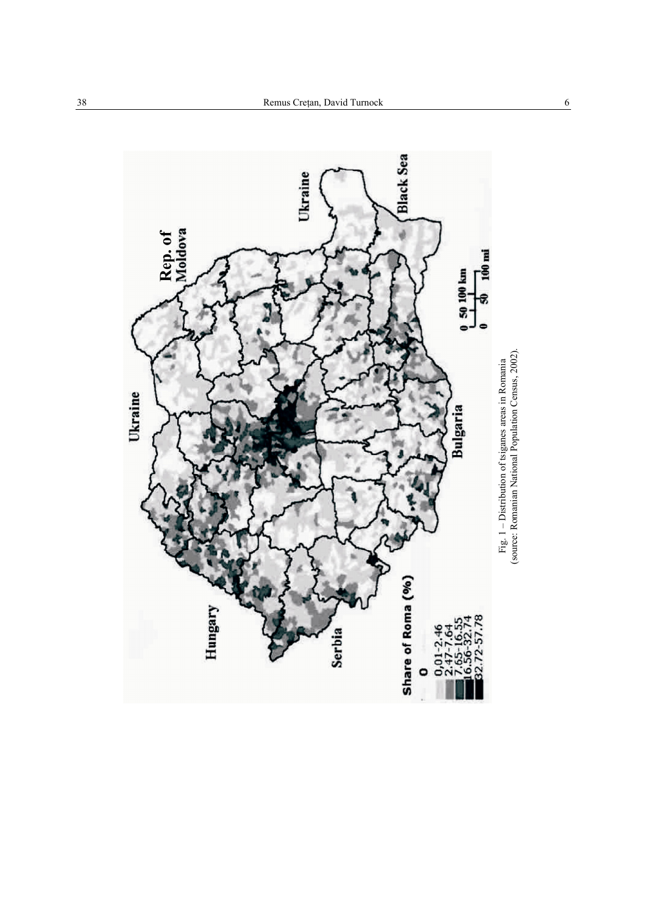Fig. 1 – Distribution of tsiganes areas in Romania
(source: Romanian National Population Census, 2002).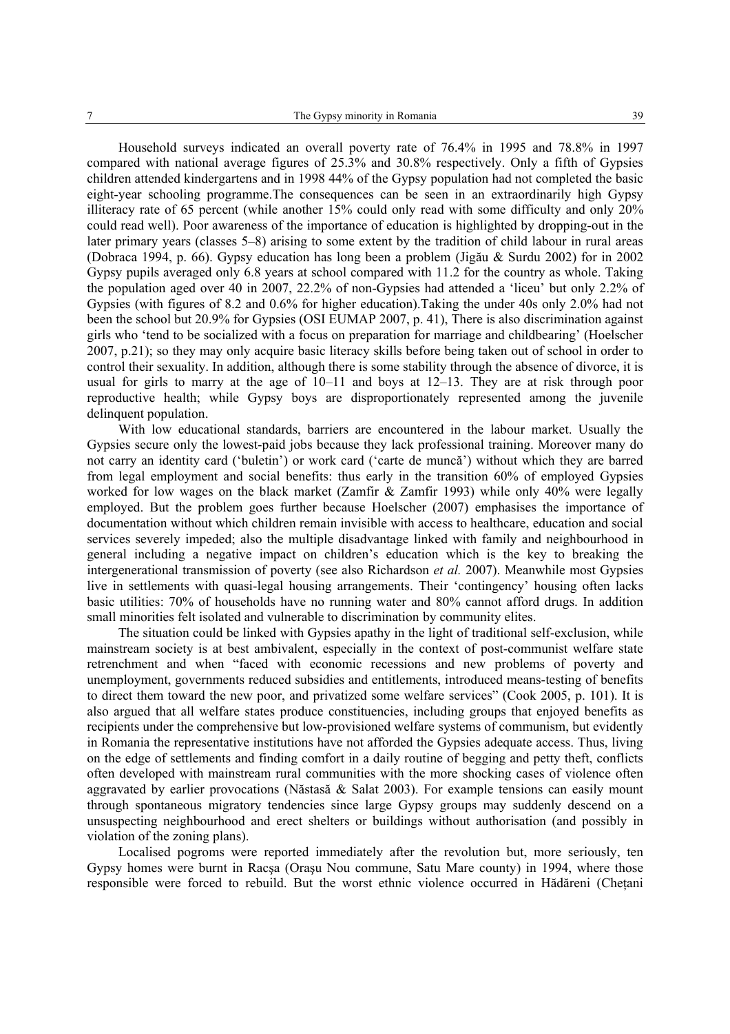Household surveys indicated an overall poverty rate of 76.4% in 1995 and 78.8% in 1997 compared with national average figures of 25.3% and 30.8% respectively. Only a fifth of Gypsies children attended kindergartens and in 1998 44% of the Gypsy population had not completed the basic eight-year schooling programme.The consequences can be seen in an extraordinarily high Gypsy illiteracy rate of 65 percent (while another 15% could only read with some difficulty and only 20% could read well). Poor awareness of the importance of education is highlighted by dropping-out in the later primary years (classes 5–8) arising to some extent by the tradition of child labour in rural areas (Dobraca 1994, p. 66). Gypsy education has long been a problem (Jigău & Surdu 2002) for in 2002 Gypsy pupils averaged only 6.8 years at school compared with 11.2 for the country as whole. Taking the population aged over 40 in 2007, 22.2% of non-Gypsies had attended a 'liceu' but only 2.2% of Gypsies (with figures of 8.2 and 0.6% for higher education).Taking the under 40s only 2.0% had not been the school but 20.9% for Gypsies (OSI EUMAP 2007, p. 41), There is also discrimination against girls who 'tend to be socialized with a focus on preparation for marriage and childbearing' (Hoelscher 2007, p.21); so they may only acquire basic literacy skills before being taken out of school in order to control their sexuality. In addition, although there is some stability through the absence of divorce, it is usual for girls to marry at the age of 10–11 and boys at 12–13. They are at risk through poor reproductive health; while Gypsy boys are disproportionately represented among the juvenile delinquent population.

With low educational standards, barriers are encountered in the labour market. Usually the Gypsies secure only the lowest-paid jobs because they lack professional training. Moreover many do not carry an identity card ('buletin') or work card ('carte de muncă') without which they are barred from legal employment and social benefits: thus early in the transition 60% of employed Gypsies worked for low wages on the black market (Zamfir & Zamfir 1993) while only 40% were legally employed. But the problem goes further because Hoelscher (2007) emphasises the importance of documentation without which children remain invisible with access to healthcare, education and social services severely impeded; also the multiple disadvantage linked with family and neighbourhood in general including a negative impact on children's education which is the key to breaking the intergenerational transmission of poverty (see also Richardson *et al.* 2007). Meanwhile most Gypsies live in settlements with quasi-legal housing arrangements. Their 'contingency' housing often lacks basic utilities: 70% of households have no running water and 80% cannot afford drugs. In addition small minorities felt isolated and vulnerable to discrimination by community elites.

The situation could be linked with Gypsies apathy in the light of traditional self-exclusion, while mainstream society is at best ambivalent, especially in the context of post-communist welfare state retrenchment and when "faced with economic recessions and new problems of poverty and unemployment, governments reduced subsidies and entitlements, introduced means-testing of benefits to direct them toward the new poor, and privatized some welfare services" (Cook 2005, p. 101). It is also argued that all welfare states produce constituencies, including groups that enjoyed benefits as recipients under the comprehensive but low-provisioned welfare systems of communism, but evidently in Romania the representative institutions have not afforded the Gypsies adequate access. Thus, living on the edge of settlements and finding comfort in a daily routine of begging and petty theft, conflicts often developed with mainstream rural communities with the more shocking cases of violence often aggravated by earlier provocations (Năstasă & Salat 2003). For example tensions can easily mount through spontaneous migratory tendencies since large Gypsy groups may suddenly descend on a unsuspecting neighbourhood and erect shelters or buildings without authorisation (and possibly in violation of the zoning plans).

Localised pogroms were reported immediately after the revolution but, more seriously, ten Gypsy homes were burnt in Racşa (Oraşu Nou commune, Satu Mare county) in 1994, where those responsible were forced to rebuild. But the worst ethnic violence occurred in Hădăreni (Chețani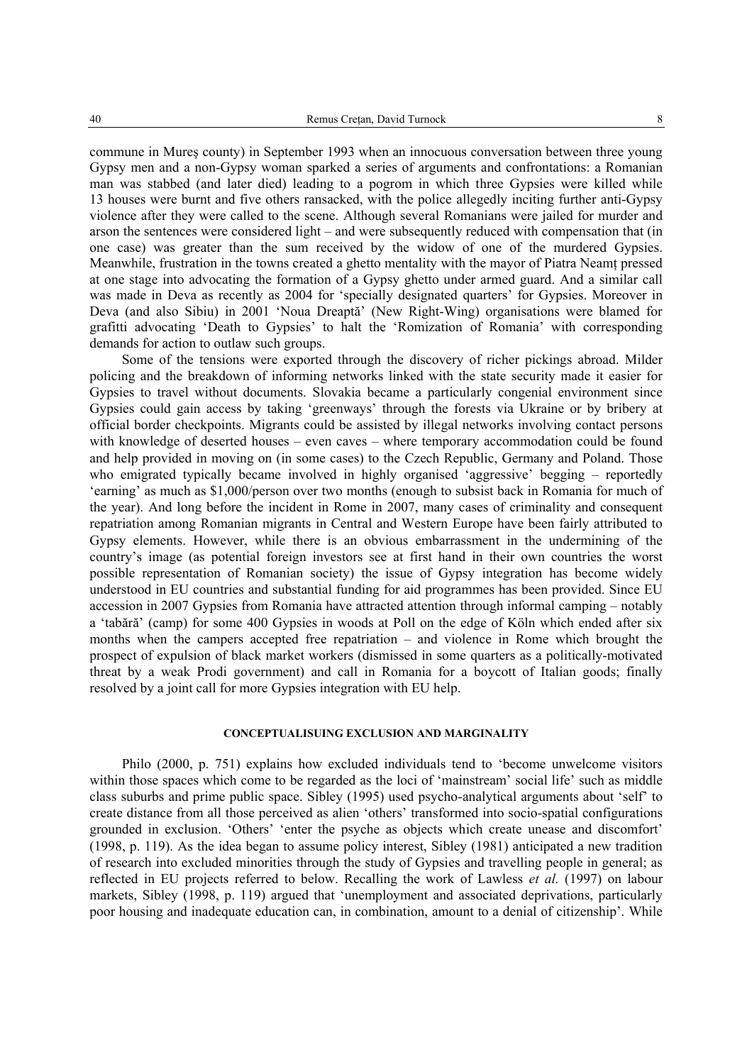commune in Mureş county) in September 1993 when an innocuous conversation between three young Gypsy men and a non-Gypsy woman sparked a series of arguments and confrontations: a Romanian man was stabbed (and later died) leading to a pogrom in which three Gypsies were killed while 13 houses were burnt and five others ransacked, with the police allegedly inciting further anti-Gypsy violence after they were called to the scene. Although several Romanians were jailed for murder and arson the sentences were considered light – and were subsequently reduced with compensation that (in one case) was greater than the sum received by the widow of one of the murdered Gypsies. Meanwhile, frustration in the towns created a ghetto mentality with the mayor of Piatra Neamţ pressed at one stage into advocating the formation of a Gypsy ghetto under armed guard. And a similar call was made in Deva as recently as 2004 for 'specially designated quarters' for Gypsies. Moreover in Deva (and also Sibiu) in 2001 'Noua Dreaptă' (New Right-Wing) organisations were blamed for grafitti advocating 'Death to Gypsies' to halt the 'Romization of Romania' with corresponding demands for action to outlaw such groups.

Some of the tensions were exported through the discovery of richer pickings abroad. Milder policing and the breakdown of informing networks linked with the state security made it easier for Gypsies to travel without documents. Slovakia became a particularly congenial environment since Gypsies could gain access by taking 'greenways' through the forests via Ukraine or by bribery at official border checkpoints. Migrants could be assisted by illegal networks involving contact persons with knowledge of deserted houses – even caves – where temporary accommodation could be found and help provided in moving on (in some cases) to the Czech Republic, Germany and Poland. Those who emigrated typically became involved in highly organised 'aggressive' begging – reportedly 'earning' as much as $1,000/person over two months (enough to subsist back in Romania for much of the year). And long before the incident in Rome in 2007, many cases of criminality and consequent repatriation among Romanian migrants in Central and Western Europe have been fairly attributed to Gypsy elements. However, while there is an obvious embarrassment in the undermining of the country's image (as potential foreign investors see at first hand in their own countries the worst possible representation of Romanian society) the issue of Gypsy integration has become widely understood in EU countries and substantial funding for aid programmes has been provided. Since EU accession in 2007 Gypsies from Romania have attracted attention through informal camping – notably a 'tabără' (camp) for some 400 Gypsies in woods at Poll on the edge of Köln which ended after six months when the campers accepted free repatriation – and violence in Rome which brought the prospect of expulsion of black market workers (dismissed in some quarters as a politically-motivated threat by a weak Prodi government) and call in Romania for a boycott of Italian goods; finally resolved by a joint call for more Gypsies integration with EU help.

## CONCEPTUALISUING EXCLUSION AND MARGINALITY

Philo (2000, p. 751) explains how excluded individuals tend to 'become unwelcome visitors within those spaces which come to be regarded as the loci of 'mainstream' social life' such as middle class suburbs and prime public space. Sibley (1995) used psycho-analytical arguments about 'self' to create distance from all those perceived as alien 'others' transformed into socio-spatial configurations grounded in exclusion. 'Others' 'enter the psyche as objects which create unease and discomfort' (1998, p. 119). As the idea began to assume policy interest, Sibley (1981) anticipated a new tradition of research into excluded minorities through the study of Gypsies and travelling people in general; as reflected in EU projects referred to below. Recalling the work of Lawless *et al.* (1997) on labour markets, Sibley (1998, p. 119) argued that 'unemployment and associated deprivations, particularly poor housing and inadequate education can, in combination, amount to a denial of citizenship'. While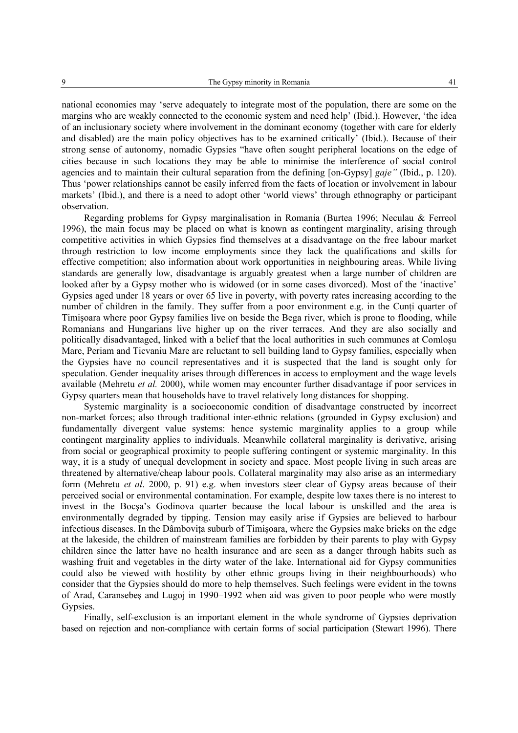national economies may 'serve adequately to integrate most of the population, there are some on the margins who are weakly connected to the economic system and need help' (Ibid.). However, 'the idea of an inclusionary society where involvement in the dominant economy (together with care for elderly and disabled) are the main policy objectives has to be examined critically' (Ibid.). Because of their strong sense of autonomy, nomadic Gypsies "have often sought peripheral locations on the edge of cities because in such locations they may be able to minimise the interference of social control agencies and to maintain their cultural separation from the defining [on-Gypsy] *gaje"* (Ibid., p. 120). Thus 'power relationships cannot be easily inferred from the facts of location or involvement in labour markets' (Ibid.), and there is a need to adopt other 'world views' through ethnography or participant observation.

Regarding problems for Gypsy marginalisation in Romania (Burtea 1996; Neculau & Ferreol 1996), the main focus may be placed on what is known as contingent marginality, arising through competitive activities in which Gypsies find themselves at a disadvantage on the free labour market through restriction to low income employments since they lack the qualifications and skills for effective competition; also information about work opportunities in neighbouring areas. While living standards are generally low, disadvantage is arguably greatest when a large number of children are looked after by a Gypsy mother who is widowed (or in some cases divorced). Most of the 'inactive' Gypsies aged under 18 years or over 65 live in poverty, with poverty rates increasing according to the number of children in the family. They suffer from a poor environment e.g. in the Cunți quarter of Timișoara where poor Gypsy families live on beside the Bega river, which is prone to flooding, while Romanians and Hungarians live higher up on the river terraces. And they are also socially and politically disadvantaged, linked with a belief that the local authorities in such communes at Comloșu Mare, Periam and Ticvaniu Mare are reluctant to sell building land to Gypsy families, especially when the Gypsies have no council representatives and it is suspected that the land is sought only for speculation. Gender inequality arises through differences in access to employment and the wage levels available (Mehretu *et al.* 2000), while women may encounter further disadvantage if poor services in Gypsy quarters mean that households have to travel relatively long distances for shopping.

Systemic marginality is a socioeconomic condition of disadvantage constructed by incorrect non-market forces; also through traditional inter-ethnic relations (grounded in Gypsy exclusion) and fundamentally divergent value systems: hence systemic marginality applies to a group while contingent marginality applies to individuals. Meanwhile collateral marginality is derivative, arising from social or geographical proximity to people suffering contingent or systemic marginality. In this way, it is a study of unequal development in society and space. Most people living in such areas are threatened by alternative/cheap labour pools. Collateral marginality may also arise as an intermediary form (Mehretu *et al*. 2000, p. 91) e.g. when investors steer clear of Gypsy areas because of their perceived social or environmental contamination. For example, despite low taxes there is no interest to invest in the Bocșa's Godinova quarter because the local labour is unskilled and the area is environmentally degraded by tipping. Tension may easily arise if Gypsies are believed to harbour infectious diseases. In the Dâmbovița suburb of Timișoara, where the Gypsies make bricks on the edge at the lakeside, the children of mainstream families are forbidden by their parents to play with Gypsy children since the latter have no health insurance and are seen as a danger through habits such as washing fruit and vegetables in the dirty water of the lake. International aid for Gypsy communities could also be viewed with hostility by other ethnic groups living in their neighbourhoods) who consider that the Gypsies should do more to help themselves. Such feelings were evident in the towns of Arad, Caransebeș and Lugoj in 1990–1992 when aid was given to poor people who were mostly Gypsies.

Finally, self-exclusion is an important element in the whole syndrome of Gypsies deprivation based on rejection and non-compliance with certain forms of social participation (Stewart 1996). There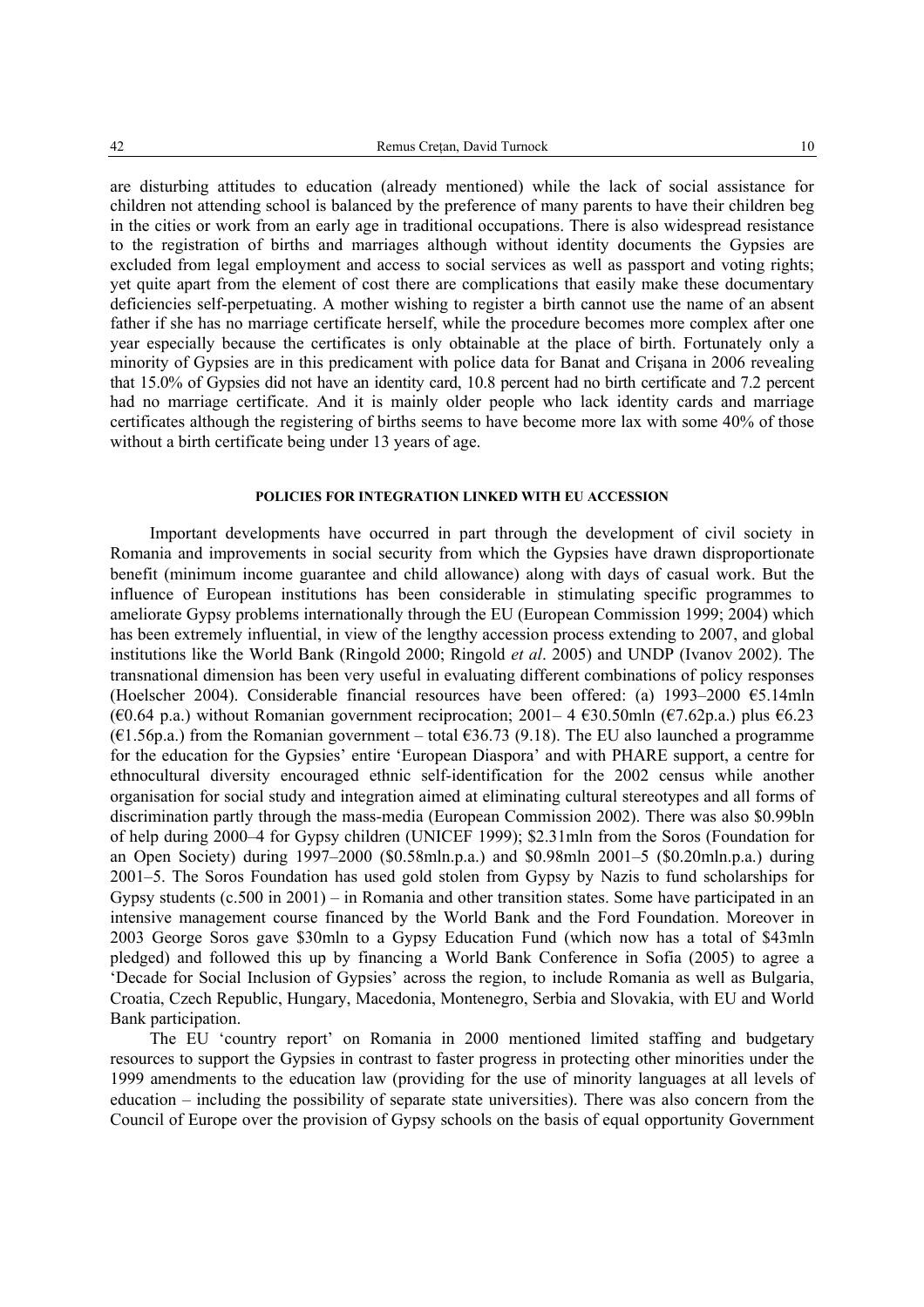are disturbing attitudes to education (already mentioned) while the lack of social assistance for children not attending school is balanced by the preference of many parents to have their children beg in the cities or work from an early age in traditional occupations. There is also widespread resistance to the registration of births and marriages although without identity documents the Gypsies are excluded from legal employment and access to social services as well as passport and voting rights; yet quite apart from the element of cost there are complications that easily make these documentary deficiencies self-perpetuating. A mother wishing to register a birth cannot use the name of an absent father if she has no marriage certificate herself, while the procedure becomes more complex after one year especially because the certificates is only obtainable at the place of birth. Fortunately only a minority of Gypsies are in this predicament with police data for Banat and Crişana in 2006 revealing that 15.0% of Gypsies did not have an identity card, 10.8 percent had no birth certificate and 7.2 percent had no marriage certificate. And it is mainly older people who lack identity cards and marriage certificates although the registering of births seems to have become more lax with some 40% of those without a birth certificate being under 13 years of age.

## POLICIES FOR INTEGRATION LINKED WITH EU ACCESSION

Important developments have occurred in part through the development of civil society in Romania and improvements in social security from which the Gypsies have drawn disproportionate benefit (minimum income guarantee and child allowance) along with days of casual work. But the influence of European institutions has been considerable in stimulating specific programmes to ameliorate Gypsy problems internationally through the EU (European Commission 1999; 2004) which has been extremely influential, in view of the lengthy accession process extending to 2007, and global institutions like the World Bank (Ringold 2000; Ringold *et al*. 2005) and UNDP (Ivanov 2002). The transnational dimension has been very useful in evaluating different combinations of policy responses (Hoelscher 2004). Considerable financial resources have been offered: (a) 1993–2000 €5.14mln (€0.64 p.a.) without Romanian government reciprocation; 2001– 4 €30.50mln (€7.62p.a.) plus €6.23 (€1.56p.a.) from the Romanian government – total €36.73 (9.18). The EU also launched a programme for the education for the Gypsies' entire 'European Diaspora' and with PHARE support, a centre for ethnocultural diversity encouraged ethnic self-identification for the 2002 census while another organisation for social study and integration aimed at eliminating cultural stereotypes and all forms of discrimination partly through the mass-media (European Commission 2002). There was also $0.99bln of help during 2000–4 for Gypsy children (UNICEF 1999); $2.31mln from the Soros (Foundation for an Open Society) during 1997–2000 ($0.58mln.p.a.) and $0.98mln 2001–5 ($0.20mln.p.a.) during 2001–5. The Soros Foundation has used gold stolen from Gypsy by Nazis to fund scholarships for Gypsy students (c.500 in 2001) – in Romania and other transition states. Some have participated in an intensive management course financed by the World Bank and the Ford Foundation. Moreover in 2003 George Soros gave $30mln to a Gypsy Education Fund (which now has a total of $43mln pledged) and followed this up by financing a World Bank Conference in Sofia (2005) to agree a 'Decade for Social Inclusion of Gypsies' across the region, to include Romania as well as Bulgaria, Croatia, Czech Republic, Hungary, Macedonia, Montenegro, Serbia and Slovakia, with EU and World Bank participation.

The EU 'country report' on Romania in 2000 mentioned limited staffing and budgetary resources to support the Gypsies in contrast to faster progress in protecting other minorities under the 1999 amendments to the education law (providing for the use of minority languages at all levels of education – including the possibility of separate state universities). There was also concern from the Council of Europe over the provision of Gypsy schools on the basis of equal opportunity Government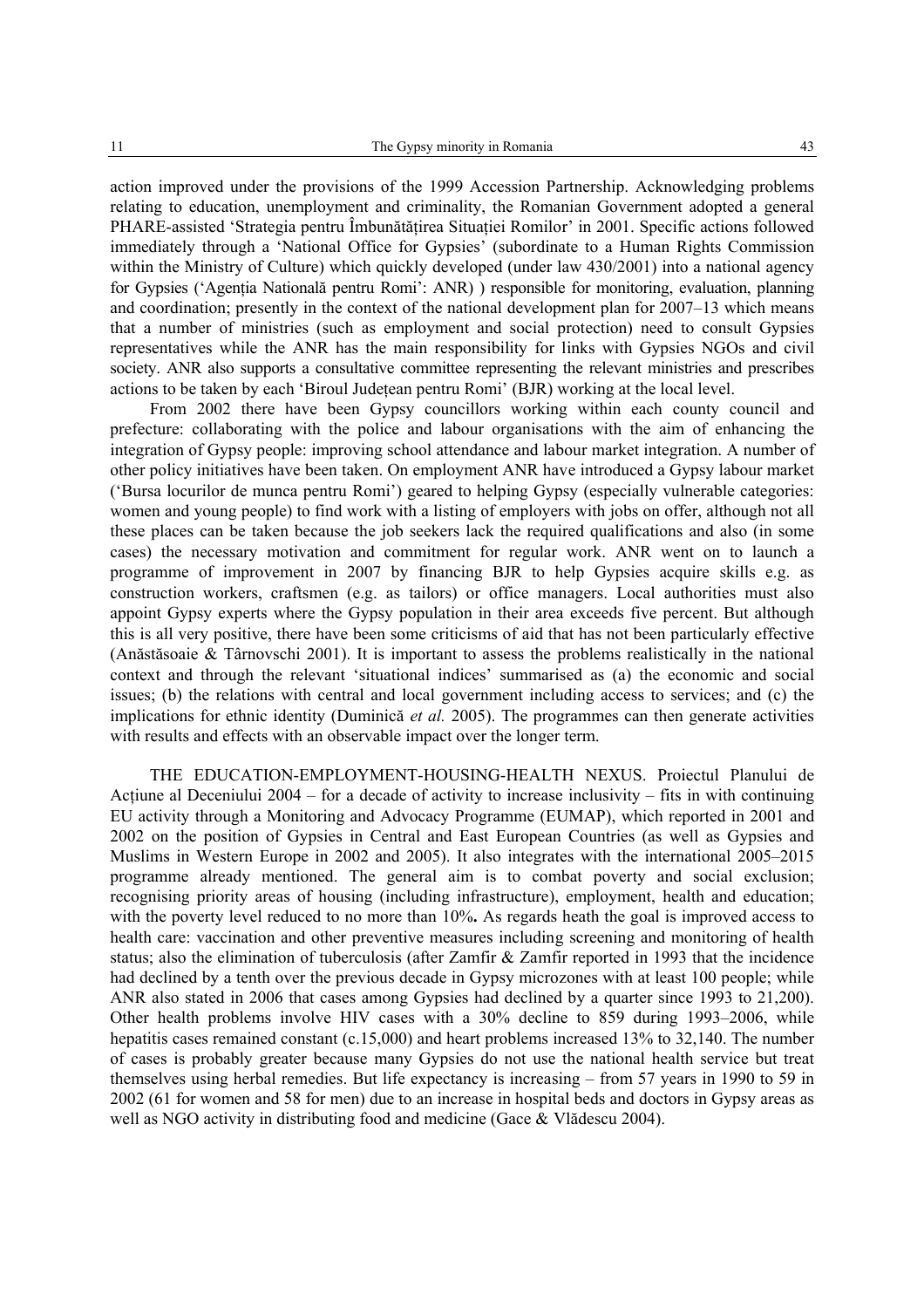action improved under the provisions of the 1999 Accession Partnership. Acknowledging problems relating to education, unemployment and criminality, the Romanian Government adopted a general PHARE-assisted 'Strategia pentru Îmbunătățirea Situației Romilor' in 2001. Specific actions followed immediately through a 'National Office for Gypsies' (subordinate to a Human Rights Commission within the Ministry of Culture) which quickly developed (under law 430/2001) into a national agency for Gypsies ('Agenția Natională pentru Romi': ANR) ) responsible for monitoring, evaluation, planning and coordination; presently in the context of the national development plan for 2007–13 which means that a number of ministries (such as employment and social protection) need to consult Gypsies representatives while the ANR has the main responsibility for links with Gypsies NGOs and civil society. ANR also supports a consultative committee representing the relevant ministries and prescribes actions to be taken by each 'Biroul Județean pentru Romi' (BJR) working at the local level.

From 2002 there have been Gypsy councillors working within each county council and prefecture: collaborating with the police and labour organisations with the aim of enhancing the integration of Gypsy people: improving school attendance and labour market integration. A number of other policy initiatives have been taken. On employment ANR have introduced a Gypsy labour market ('Bursa locurilor de munca pentru Romi') geared to helping Gypsy (especially vulnerable categories: women and young people) to find work with a listing of employers with jobs on offer, although not all these places can be taken because the job seekers lack the required qualifications and also (in some cases) the necessary motivation and commitment for regular work. ANR went on to launch a programme of improvement in 2007 by financing BJR to help Gypsies acquire skills e.g. as construction workers, craftsmen (e.g. as tailors) or office managers. Local authorities must also appoint Gypsy experts where the Gypsy population in their area exceeds five percent. But although this is all very positive, there have been some criticisms of aid that has not been particularly effective (Anăstăsoaie & Târnovschi 2001). It is important to assess the problems realistically in the national context and through the relevant 'situational indices' summarised as (a) the economic and social issues; (b) the relations with central and local government including access to services; and (c) the implications for ethnic identity (Duminică *et al.* 2005). The programmes can then generate activities with results and effects with an observable impact over the longer term.

THE EDUCATION-EMPLOYMENT-HOUSING-HEALTH NEXUS. Proiectul Planului de Acțiune al Deceniului 2004 – for a decade of activity to increase inclusivity – fits in with continuing EU activity through a Monitoring and Advocacy Programme (EUMAP), which reported in 2001 and 2002 on the position of Gypsies in Central and East European Countries (as well as Gypsies and Muslims in Western Europe in 2002 and 2005). It also integrates with the international 2005–2015 programme already mentioned. The general aim is to combat poverty and social exclusion; recognising priority areas of housing (including infrastructure), employment, health and education; with the poverty level reduced to no more than 10%**.** As regards heath the goal is improved access to health care: vaccination and other preventive measures including screening and monitoring of health status; also the elimination of tuberculosis (after Zamfir & Zamfir reported in 1993 that the incidence had declined by a tenth over the previous decade in Gypsy microzones with at least 100 people; while ANR also stated in 2006 that cases among Gypsies had declined by a quarter since 1993 to 21,200). Other health problems involve HIV cases with a 30% decline to 859 during 1993–2006, while hepatitis cases remained constant (c.15,000) and heart problems increased 13% to 32,140. The number of cases is probably greater because many Gypsies do not use the national health service but treat themselves using herbal remedies. But life expectancy is increasing – from 57 years in 1990 to 59 in 2002 (61 for women and 58 for men) due to an increase in hospital beds and doctors in Gypsy areas as well as NGO activity in distributing food and medicine (Gace & Vlădescu 2004).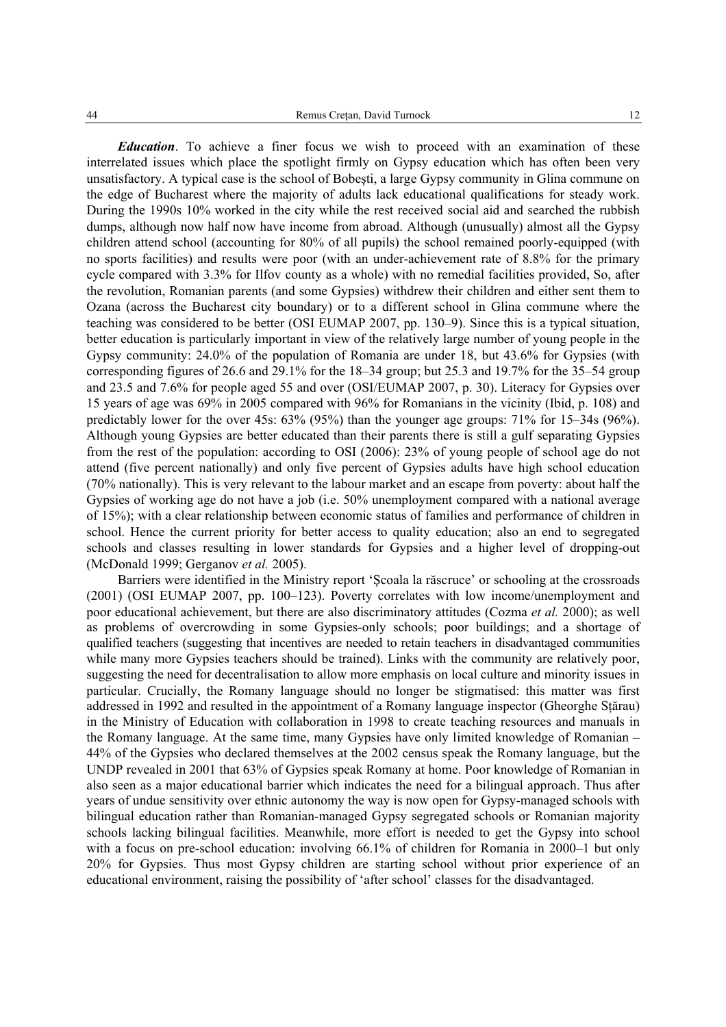***Education***. To achieve a finer focus we wish to proceed with an examination of these interrelated issues which place the spotlight firmly on Gypsy education which has often been very unsatisfactory. A typical case is the school of Bobeşti, a large Gypsy community in Glina commune on the edge of Bucharest where the majority of adults lack educational qualifications for steady work. During the 1990s 10% worked in the city while the rest received social aid and searched the rubbish dumps, although now half now have income from abroad. Although (unusually) almost all the Gypsy children attend school (accounting for 80% of all pupils) the school remained poorly-equipped (with no sports facilities) and results were poor (with an under-achievement rate of 8.8% for the primary cycle compared with 3.3% for Ilfov county as a whole) with no remedial facilities provided, So, after the revolution, Romanian parents (and some Gypsies) withdrew their children and either sent them to Ozana (across the Bucharest city boundary) or to a different school in Glina commune where the teaching was considered to be better (OSI EUMAP 2007, pp. 130–9). Since this is a typical situation, better education is particularly important in view of the relatively large number of young people in the Gypsy community: 24.0% of the population of Romania are under 18, but 43.6% for Gypsies (with corresponding figures of 26.6 and 29.1% for the 18–34 group; but 25.3 and 19.7% for the 35–54 group and 23.5 and 7.6% for people aged 55 and over (OSI/EUMAP 2007, p. 30). Literacy for Gypsies over 15 years of age was 69% in 2005 compared with 96% for Romanians in the vicinity (Ibid, p. 108) and predictably lower for the over 45s: 63% (95%) than the younger age groups: 71% for 15–34s (96%). Although young Gypsies are better educated than their parents there is still a gulf separating Gypsies from the rest of the population: according to OSI (2006): 23% of young people of school age do not attend (five percent nationally) and only five percent of Gypsies adults have high school education (70% nationally). This is very relevant to the labour market and an escape from poverty: about half the Gypsies of working age do not have a job (i.e. 50% unemployment compared with a national average of 15%); with a clear relationship between economic status of families and performance of children in school. Hence the current priority for better access to quality education; also an end to segregated schools and classes resulting in lower standards for Gypsies and a higher level of dropping-out (McDonald 1999; Gerganov *et al.* 2005).

Barriers were identified in the Ministry report 'Şcoala la răscruce' or schooling at the crossroads (2001) (OSI EUMAP 2007, pp. 100–123). Poverty correlates with low income/unemployment and poor educational achievement, but there are also discriminatory attitudes (Cozma *et al.* 2000); as well as problems of overcrowding in some Gypsies-only schools; poor buildings; and a shortage of qualified teachers (suggesting that incentives are needed to retain teachers in disadvantaged communities while many more Gypsies teachers should be trained). Links with the community are relatively poor, suggesting the need for decentralisation to allow more emphasis on local culture and minority issues in particular. Crucially, the Romany language should no longer be stigmatised: this matter was first addressed in 1992 and resulted in the appointment of a Romany language inspector (Gheorghe Sțărau) in the Ministry of Education with collaboration in 1998 to create teaching resources and manuals in the Romany language. At the same time, many Gypsies have only limited knowledge of Romanian – 44% of the Gypsies who declared themselves at the 2002 census speak the Romany language, but the UNDP revealed in 2001 that 63% of Gypsies speak Romany at home. Poor knowledge of Romanian in also seen as a major educational barrier which indicates the need for a bilingual approach. Thus after years of undue sensitivity over ethnic autonomy the way is now open for Gypsy-managed schools with bilingual education rather than Romanian-managed Gypsy segregated schools or Romanian majority schools lacking bilingual facilities. Meanwhile, more effort is needed to get the Gypsy into school with a focus on pre-school education: involving 66.1% of children for Romania in 2000–1 but only 20% for Gypsies. Thus most Gypsy children are starting school without prior experience of an educational environment, raising the possibility of 'after school' classes for the disadvantaged.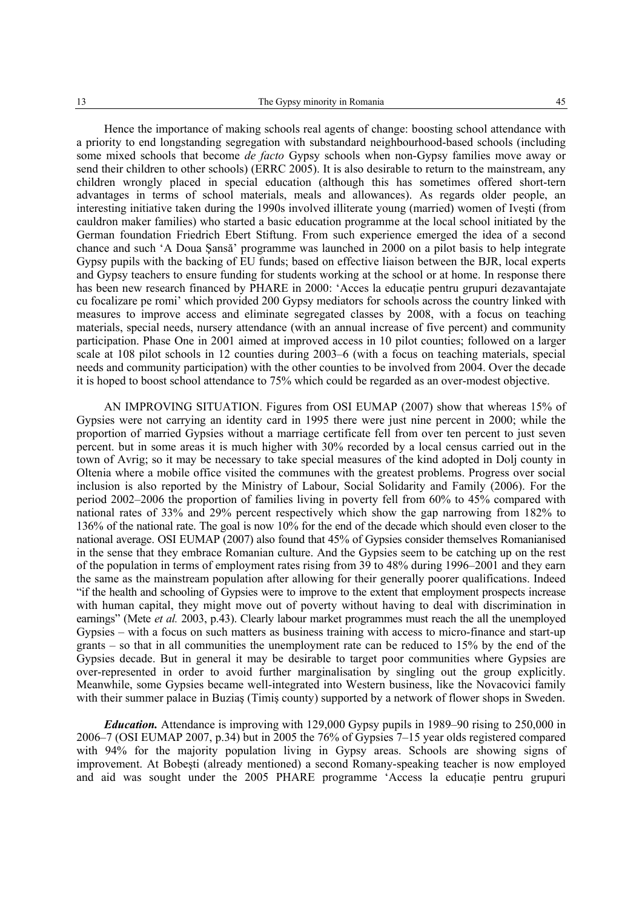Hence the importance of making schools real agents of change: boosting school attendance with a priority to end longstanding segregation with substandard neighbourhood-based schools (including some mixed schools that become *de facto* Gypsy schools when non-Gypsy families move away or send their children to other schools) (ERRC 2005). It is also desirable to return to the mainstream, any children wrongly placed in special education (although this has sometimes offered short-tern advantages in terms of school materials, meals and allowances). As regards older people, an interesting initiative taken during the 1990s involved illiterate young (married) women of Iveşti (from cauldron maker families) who started a basic education programme at the local school initiated by the German foundation Friedrich Ebert Stiftung. From such experience emerged the idea of a second chance and such 'A Doua Şansă' programme was launched in 2000 on a pilot basis to help integrate Gypsy pupils with the backing of EU funds; based on effective liaison between the BJR, local experts and Gypsy teachers to ensure funding for students working at the school or at home. In response there has been new research financed by PHARE in 2000: 'Acces la educaţie pentru grupuri dezavantajate cu focalizare pe romi' which provided 200 Gypsy mediators for schools across the country linked with measures to improve access and eliminate segregated classes by 2008, with a focus on teaching materials, special needs, nursery attendance (with an annual increase of five percent) and community participation. Phase One in 2001 aimed at improved access in 10 pilot counties; followed on a larger scale at 108 pilot schools in 12 counties during 2003–6 (with a focus on teaching materials, special needs and community participation) with the other counties to be involved from 2004. Over the decade it is hoped to boost school attendance to 75% which could be regarded as an over-modest objective.

AN IMPROVING SITUATION. Figures from OSI EUMAP (2007) show that whereas 15% of Gypsies were not carrying an identity card in 1995 there were just nine percent in 2000; while the proportion of married Gypsies without a marriage certificate fell from over ten percent to just seven percent. but in some areas it is much higher with 30% recorded by a local census carried out in the town of Avrig; so it may be necessary to take special measures of the kind adopted in Dolj county in Oltenia where a mobile office visited the communes with the greatest problems. Progress over social inclusion is also reported by the Ministry of Labour, Social Solidarity and Family (2006). For the period 2002–2006 the proportion of families living in poverty fell from 60% to 45% compared with national rates of 33% and 29% percent respectively which show the gap narrowing from 182% to 136% of the national rate. The goal is now 10% for the end of the decade which should even closer to the national average. OSI EUMAP (2007) also found that 45% of Gypsies consider themselves Romanianised in the sense that they embrace Romanian culture. And the Gypsies seem to be catching up on the rest of the population in terms of employment rates rising from 39 to 48% during 1996–2001 and they earn the same as the mainstream population after allowing for their generally poorer qualifications. Indeed "if the health and schooling of Gypsies were to improve to the extent that employment prospects increase with human capital, they might move out of poverty without having to deal with discrimination in earnings" (Mete *et al.* 2003, p.43). Clearly labour market programmes must reach the all the unemployed Gypsies – with a focus on such matters as business training with access to micro-finance and start-up grants – so that in all communities the unemployment rate can be reduced to 15% by the end of the Gypsies decade. But in general it may be desirable to target poor communities where Gypsies are over-represented in order to avoid further marginalisation by singling out the group explicitly. Meanwhile, some Gypsies became well-integrated into Western business, like the Novacovici family with their summer palace in Buziaş (Timiş county) supported by a network of flower shops in Sweden.

***Education.*** Attendance is improving with 129,000 Gypsy pupils in 1989–90 rising to 250,000 in 2006–7 (OSI EUMAP 2007, p.34) but in 2005 the 76% of Gypsies 7–15 year olds registered compared with 94% for the majority population living in Gypsy areas. Schools are showing signs of improvement. At Bobeşti (already mentioned) a second Romany-speaking teacher is now employed and aid was sought under the 2005 PHARE programme 'Access la educaţie pentru grupuri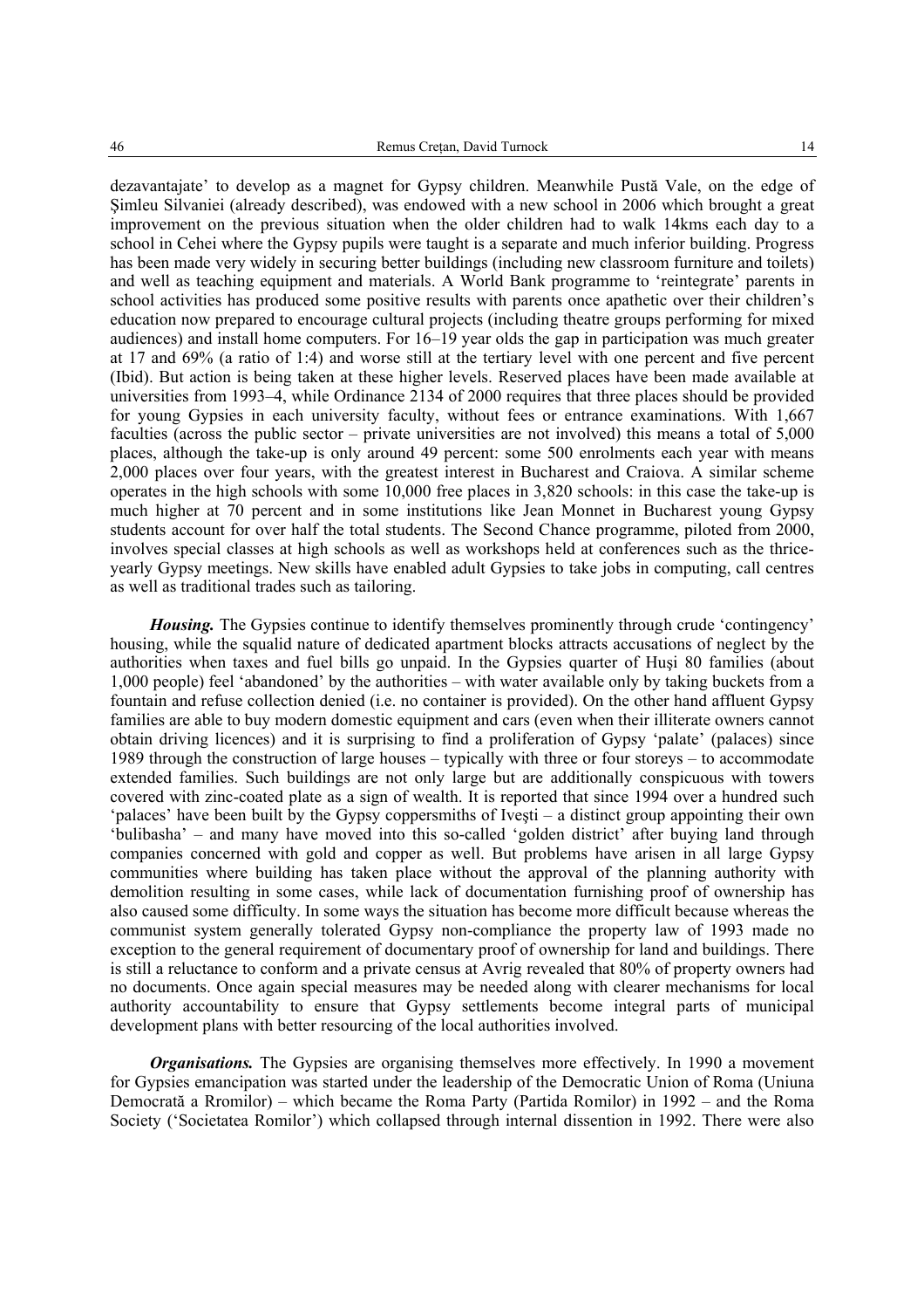dezavantajate' to develop as a magnet for Gypsy children. Meanwhile Pustă Vale, on the edge of Şimleu Silvaniei (already described), was endowed with a new school in 2006 which brought a great improvement on the previous situation when the older children had to walk 14kms each day to a school in Cehei where the Gypsy pupils were taught is a separate and much inferior building. Progress has been made very widely in securing better buildings (including new classroom furniture and toilets) and well as teaching equipment and materials. A World Bank programme to 'reintegrate' parents in school activities has produced some positive results with parents once apathetic over their children's education now prepared to encourage cultural projects (including theatre groups performing for mixed audiences) and install home computers. For 16–19 year olds the gap in participation was much greater at 17 and 69% (a ratio of 1:4) and worse still at the tertiary level with one percent and five percent (Ibid). But action is being taken at these higher levels. Reserved places have been made available at universities from 1993–4, while Ordinance 2134 of 2000 requires that three places should be provided for young Gypsies in each university faculty, without fees or entrance examinations. With 1,667 faculties (across the public sector – private universities are not involved) this means a total of 5,000 places, although the take-up is only around 49 percent: some 500 enrolments each year with means 2,000 places over four years, with the greatest interest in Bucharest and Craiova. A similar scheme operates in the high schools with some 10,000 free places in 3,820 schools: in this case the take-up is much higher at 70 percent and in some institutions like Jean Monnet in Bucharest young Gypsy students account for over half the total students. The Second Chance programme, piloted from 2000, involves special classes at high schools as well as workshops held at conferences such as the thrice-yearly Gypsy meetings. New skills have enabled adult Gypsies to take jobs in computing, call centres as well as traditional trades such as tailoring.

***Housing.*** The Gypsies continue to identify themselves prominently through crude 'contingency' housing, while the squalid nature of dedicated apartment blocks attracts accusations of neglect by the authorities when taxes and fuel bills go unpaid. In the Gypsies quarter of Huşi 80 families (about 1,000 people) feel 'abandoned' by the authorities – with water available only by taking buckets from a fountain and refuse collection denied (i.e. no container is provided). On the other hand affluent Gypsy families are able to buy modern domestic equipment and cars (even when their illiterate owners cannot obtain driving licences) and it is surprising to find a proliferation of Gypsy 'palate' (palaces) since 1989 through the construction of large houses – typically with three or four storeys – to accommodate extended families. Such buildings are not only large but are additionally conspicuous with towers covered with zinc-coated plate as a sign of wealth. It is reported that since 1994 over a hundred such 'palaces' have been built by the Gypsy coppersmiths of Iveşti – a distinct group appointing their own 'bulibasha' – and many have moved into this so-called 'golden district' after buying land through companies concerned with gold and copper as well. But problems have arisen in all large Gypsy communities where building has taken place without the approval of the planning authority with demolition resulting in some cases, while lack of documentation furnishing proof of ownership has also caused some difficulty. In some ways the situation has become more difficult because whereas the communist system generally tolerated Gypsy non-compliance the property law of 1993 made no exception to the general requirement of documentary proof of ownership for land and buildings. There is still a reluctance to conform and a private census at Avrig revealed that 80% of property owners had no documents. Once again special measures may be needed along with clearer mechanisms for local authority accountability to ensure that Gypsy settlements become integral parts of municipal development plans with better resourcing of the local authorities involved.

***Organisations.*** The Gypsies are organising themselves more effectively. In 1990 a movement for Gypsies emancipation was started under the leadership of the Democratic Union of Roma (Uniuna Democrată a Rromilor) – which became the Roma Party (Partida Romilor) in 1992 – and the Roma Society ('Societatea Romilor') which collapsed through internal dissention in 1992. There were also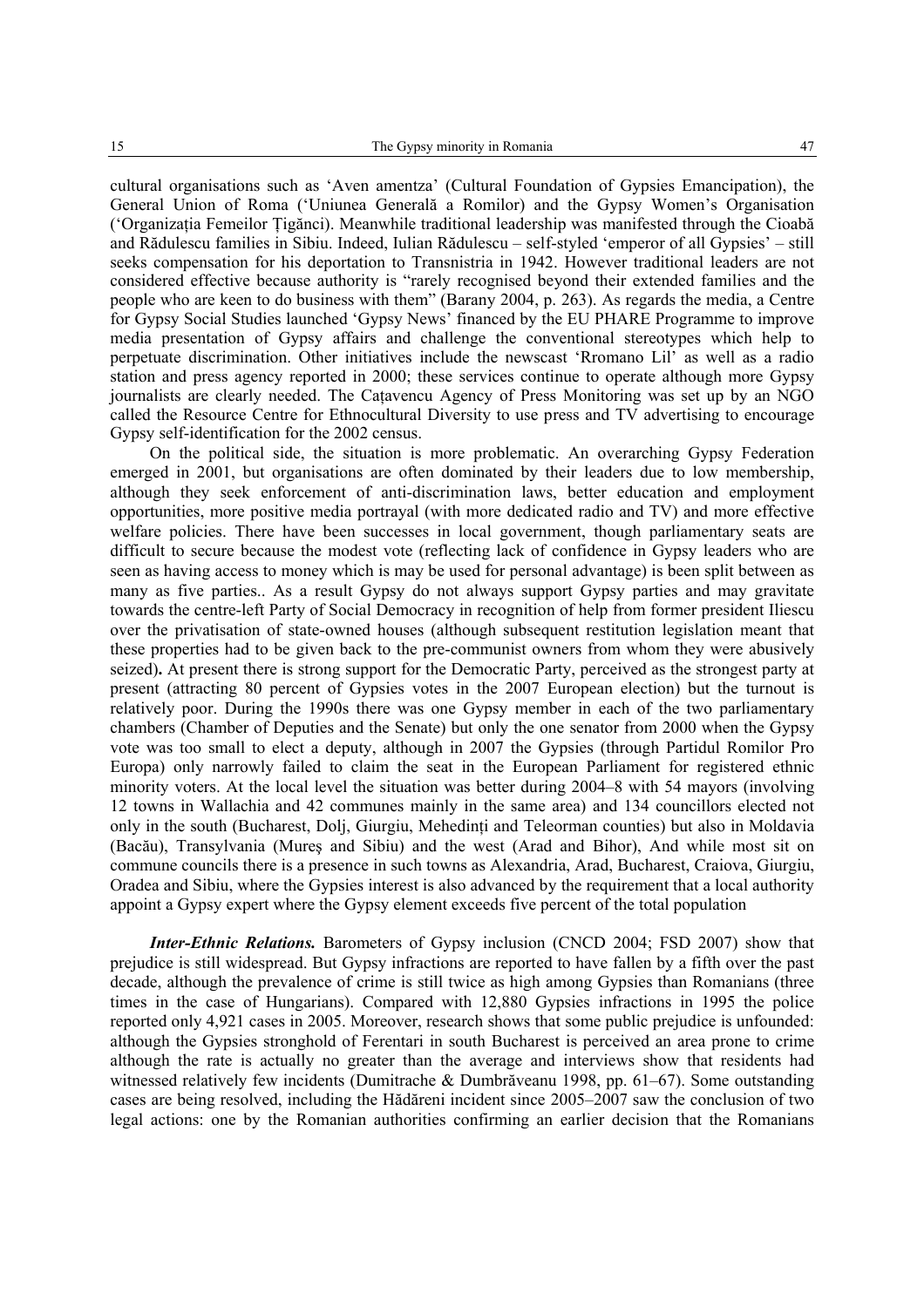cultural organisations such as 'Aven amentza' (Cultural Foundation of Gypsies Emancipation), the General Union of Roma ('Uniunea Generală a Romilor) and the Gypsy Women's Organisation ('Organizația Femeilor Țigănci). Meanwhile traditional leadership was manifested through the Cioabă and Rădulescu families in Sibiu. Indeed, Iulian Rădulescu – self-styled 'emperor of all Gypsies' – still seeks compensation for his deportation to Transnistria in 1942. However traditional leaders are not considered effective because authority is "rarely recognised beyond their extended families and the people who are keen to do business with them" (Barany 2004, p. 263). As regards the media, a Centre for Gypsy Social Studies launched 'Gypsy News' financed by the EU PHARE Programme to improve media presentation of Gypsy affairs and challenge the conventional stereotypes which help to perpetuate discrimination. Other initiatives include the newscast 'Rromano Lil' as well as a radio station and press agency reported in 2000; these services continue to operate although more Gypsy journalists are clearly needed. The Cațavencu Agency of Press Monitoring was set up by an NGO called the Resource Centre for Ethnocultural Diversity to use press and TV advertising to encourage Gypsy self-identification for the 2002 census.

On the political side, the situation is more problematic. An overarching Gypsy Federation emerged in 2001, but organisations are often dominated by their leaders due to low membership, although they seek enforcement of anti-discrimination laws, better education and employment opportunities, more positive media portrayal (with more dedicated radio and TV) and more effective welfare policies. There have been successes in local government, though parliamentary seats are difficult to secure because the modest vote (reflecting lack of confidence in Gypsy leaders who are seen as having access to money which is may be used for personal advantage) is been split between as many as five parties.. As a result Gypsy do not always support Gypsy parties and may gravitate towards the centre-left Party of Social Democracy in recognition of help from former president Iliescu over the privatisation of state-owned houses (although subsequent restitution legislation meant that these properties had to be given back to the pre-communist owners from whom they were abusively seized)**.** At present there is strong support for the Democratic Party, perceived as the strongest party at present (attracting 80 percent of Gypsies votes in the 2007 European election) but the turnout is relatively poor. During the 1990s there was one Gypsy member in each of the two parliamentary chambers (Chamber of Deputies and the Senate) but only the one senator from 2000 when the Gypsy vote was too small to elect a deputy, although in 2007 the Gypsies (through Partidul Romilor Pro Europa) only narrowly failed to claim the seat in the European Parliament for registered ethnic minority voters. At the local level the situation was better during 2004–8 with 54 mayors (involving 12 towns in Wallachia and 42 communes mainly in the same area) and 134 councillors elected not only in the south (Bucharest, Dolj, Giurgiu, Mehedinți and Teleorman counties) but also in Moldavia (Bacău), Transylvania (Mureş and Sibiu) and the west (Arad and Bihor), And while most sit on commune councils there is a presence in such towns as Alexandria, Arad, Bucharest, Craiova, Giurgiu, Oradea and Sibiu, where the Gypsies interest is also advanced by the requirement that a local authority appoint a Gypsy expert where the Gypsy element exceeds five percent of the total population

***Inter-Ethnic Relations.*** Barometers of Gypsy inclusion (CNCD 2004; FSD 2007) show that prejudice is still widespread. But Gypsy infractions are reported to have fallen by a fifth over the past decade, although the prevalence of crime is still twice as high among Gypsies than Romanians (three times in the case of Hungarians). Compared with 12,880 Gypsies infractions in 1995 the police reported only 4,921 cases in 2005. Moreover, research shows that some public prejudice is unfounded: although the Gypsies stronghold of Ferentari in south Bucharest is perceived an area prone to crime although the rate is actually no greater than the average and interviews show that residents had witnessed relatively few incidents (Dumitrache & Dumbrăveanu 1998, pp. 61–67). Some outstanding cases are being resolved, including the Hădăreni incident since 2005–2007 saw the conclusion of two legal actions: one by the Romanian authorities confirming an earlier decision that the Romanians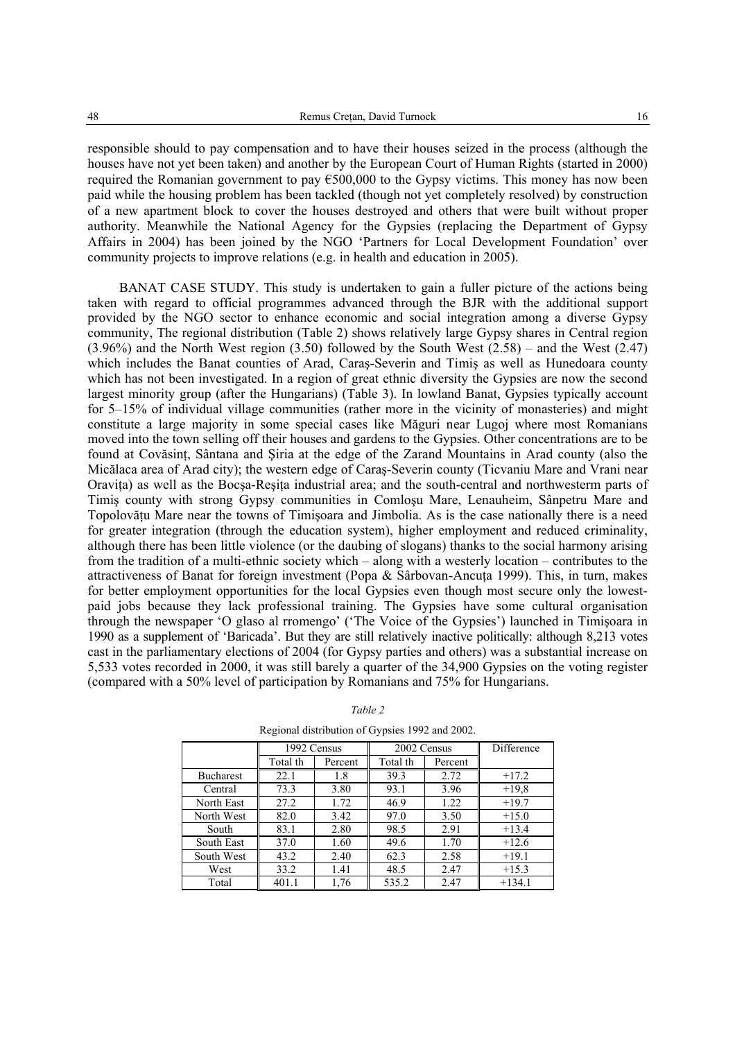responsible should to pay compensation and to have their houses seized in the process (although the houses have not yet been taken) and another by the European Court of Human Rights (started in 2000) required the Romanian government to pay €500,000 to the Gypsy victims. This money has now been paid while the housing problem has been tackled (though not yet completely resolved) by construction of a new apartment block to cover the houses destroyed and others that were built without proper authority. Meanwhile the National Agency for the Gypsies (replacing the Department of Gypsy Affairs in 2004) has been joined by the NGO 'Partners for Local Development Foundation' over community projects to improve relations (e.g. in health and education in 2005).

BANAT CASE STUDY. This study is undertaken to gain a fuller picture of the actions being taken with regard to official programmes advanced through the BJR with the additional support provided by the NGO sector to enhance economic and social integration among a diverse Gypsy community, The regional distribution (Table 2) shows relatively large Gypsy shares in Central region (3.96%) and the North West region (3.50) followed by the South West (2.58) – and the West (2.47) which includes the Banat counties of Arad, Caraş-Severin and Timiş as well as Hunedoara county which has not been investigated. In a region of great ethnic diversity the Gypsies are now the second largest minority group (after the Hungarians) (Table 3). In lowland Banat, Gypsies typically account for 5–15% of individual village communities (rather more in the vicinity of monasteries) and might constitute a large majority in some special cases like Măguri near Lugoj where most Romanians moved into the town selling off their houses and gardens to the Gypsies. Other concentrations are to be found at Covăsinţ, Sântana and Şiria at the edge of the Zarand Mountains in Arad county (also the Micălaca area of Arad city); the western edge of Caraş-Severin county (Ticvaniu Mare and Vrani near Oraviţa) as well as the Bocşa-Reşiţa industrial area; and the south-central and northwesterm parts of Timiş county with strong Gypsy communities in Comloşu Mare, Lenauheim, Sânpetru Mare and Topolovăţu Mare near the towns of Timişoara and Jimbolia. As is the case nationally there is a need for greater integration (through the education system), higher employment and reduced criminality, although there has been little violence (or the daubing of slogans) thanks to the social harmony arising from the tradition of a multi-ethnic society which – along with a westerly location – contributes to the attractiveness of Banat for foreign investment (Popa & Sârbovan-Ancuţa 1999). This, in turn, makes for better employment opportunities for the local Gypsies even though most secure only the lowest-paid jobs because they lack professional training. The Gypsies have some cultural organisation through the newspaper 'O glaso al rromengo' ('The Voice of the Gypsies') launched in Timişoara in 1990 as a supplement of 'Baricada'. But they are still relatively inactive politically: although 8,213 votes cast in the parliamentary elections of 2004 (for Gypsy parties and others) was a substantial increase on 5,533 votes recorded in 2000, it was still barely a quarter of the 34,900 Gypsies on the voting register (compared with a 50% level of participation by Romanians and 75% for Hungarians.

*Table 2*

Regional distribution of Gypsies 1992 and 2002.

| | 1992 Census | | 2002 Census | | Difference |
|---|---|---|---|---|---|
| | Total th | Percent | Total th | Percent | |
| Bucharest | 22.1 | 1.8 | 39.3 | 2.72 | +17.2 |
| Central | 73.3 | 3.80 | 93.1 | 3.96 | +19,8 |
| North East | 27.2 | 1.72 | 46.9 | 1.22 | +19.7 |
| North West | 82.0 | 3.42 | 97.0 | 3.50 | +15.0 |
| South | 83.1 | 2.80 | 98.5 | 2.91 | +13.4 |
| South East | 37.0 | 1.60 | 49.6 | 1.70 | +12.6 |
| South West | 43.2 | 2.40 | 62.3 | 2.58 | +19.1 |
| West | 33.2 | 1.41 | 48.5 | 2.47 | +15.3 |
| Total | 401.1 | 1,76 | 535.2 | 2.47 | +134.1 |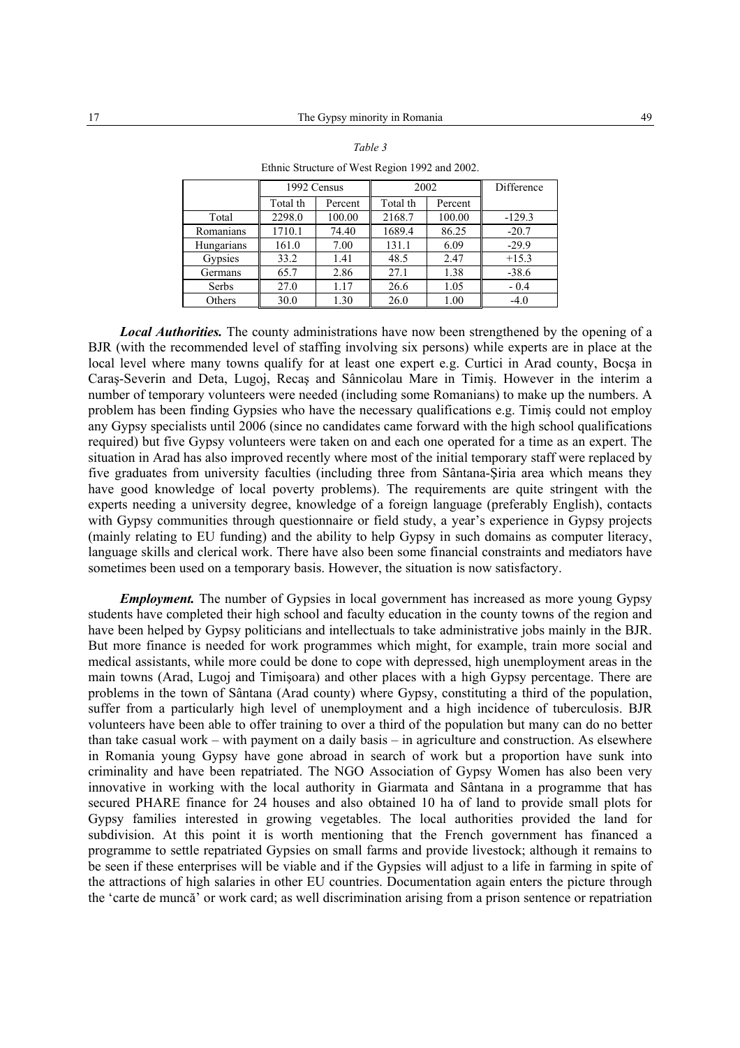*Table 3*

Ethnic Structure of West Region 1992 and 2002.

| | 1992 Census | | 2002 | | Difference |
|---|---|---|---|---|---|
| | Total th | Percent | Total th | Percent | |
| Total | 2298.0 | 100.00 | 2168.7 | 100.00 | -129.3 |
| Romanians | 1710.1 | 74.40 | 1689.4 | 86.25 | -20.7 |
| Hungarians | 161.0 | 7.00 | 131.1 | 6.09 | -29.9 |
| Gypsies | 33.2 | 1.41 | 48.5 | 2.47 | +15.3 |
| Germans | 65.7 | 2.86 | 27.1 | 1.38 | -38.6 |
| Serbs | 27.0 | 1.17 | 26.6 | 1.05 | - 0.4 |
| Others | 30.0 | 1.30 | 26.0 | 1.00 | -4.0 |

***Local Authorities.*** The county administrations have now been strengthened by the opening of a BJR (with the recommended level of staffing involving six persons) while experts are in place at the local level where many towns qualify for at least one expert e.g. Curtici in Arad county, Bocşa in Caraş-Severin and Deta, Lugoj, Recaş and Sânnicolau Mare in Timiş. However in the interim a number of temporary volunteers were needed (including some Romanians) to make up the numbers. A problem has been finding Gypsies who have the necessary qualifications e.g. Timiş could not employ any Gypsy specialists until 2006 (since no candidates came forward with the high school qualifications required) but five Gypsy volunteers were taken on and each one operated for a time as an expert. The situation in Arad has also improved recently where most of the initial temporary staff were replaced by five graduates from university faculties (including three from Sântana-Şiria area which means they have good knowledge of local poverty problems). The requirements are quite stringent with the experts needing a university degree, knowledge of a foreign language (preferably English), contacts with Gypsy communities through questionnaire or field study, a year's experience in Gypsy projects (mainly relating to EU funding) and the ability to help Gypsy in such domains as computer literacy, language skills and clerical work. There have also been some financial constraints and mediators have sometimes been used on a temporary basis. However, the situation is now satisfactory.

***Employment.*** The number of Gypsies in local government has increased as more young Gypsy students have completed their high school and faculty education in the county towns of the region and have been helped by Gypsy politicians and intellectuals to take administrative jobs mainly in the BJR. But more finance is needed for work programmes which might, for example, train more social and medical assistants, while more could be done to cope with depressed, high unemployment areas in the main towns (Arad, Lugoj and Timişoara) and other places with a high Gypsy percentage. There are problems in the town of Sântana (Arad county) where Gypsy, constituting a third of the population, suffer from a particularly high level of unemployment and a high incidence of tuberculosis. BJR volunteers have been able to offer training to over a third of the population but many can do no better than take casual work – with payment on a daily basis – in agriculture and construction. As elsewhere in Romania young Gypsy have gone abroad in search of work but a proportion have sunk into criminality and have been repatriated. The NGO Association of Gypsy Women has also been very innovative in working with the local authority in Giarmata and Sântana in a programme that has secured PHARE finance for 24 houses and also obtained 10 ha of land to provide small plots for Gypsy families interested in growing vegetables. The local authorities provided the land for subdivision. At this point it is worth mentioning that the French government has financed a programme to settle repatriated Gypsies on small farms and provide livestock; although it remains to be seen if these enterprises will be viable and if the Gypsies will adjust to a life in farming in spite of the attractions of high salaries in other EU countries. Documentation again enters the picture through the 'carte de muncă' or work card; as well discrimination arising from a prison sentence or repatriation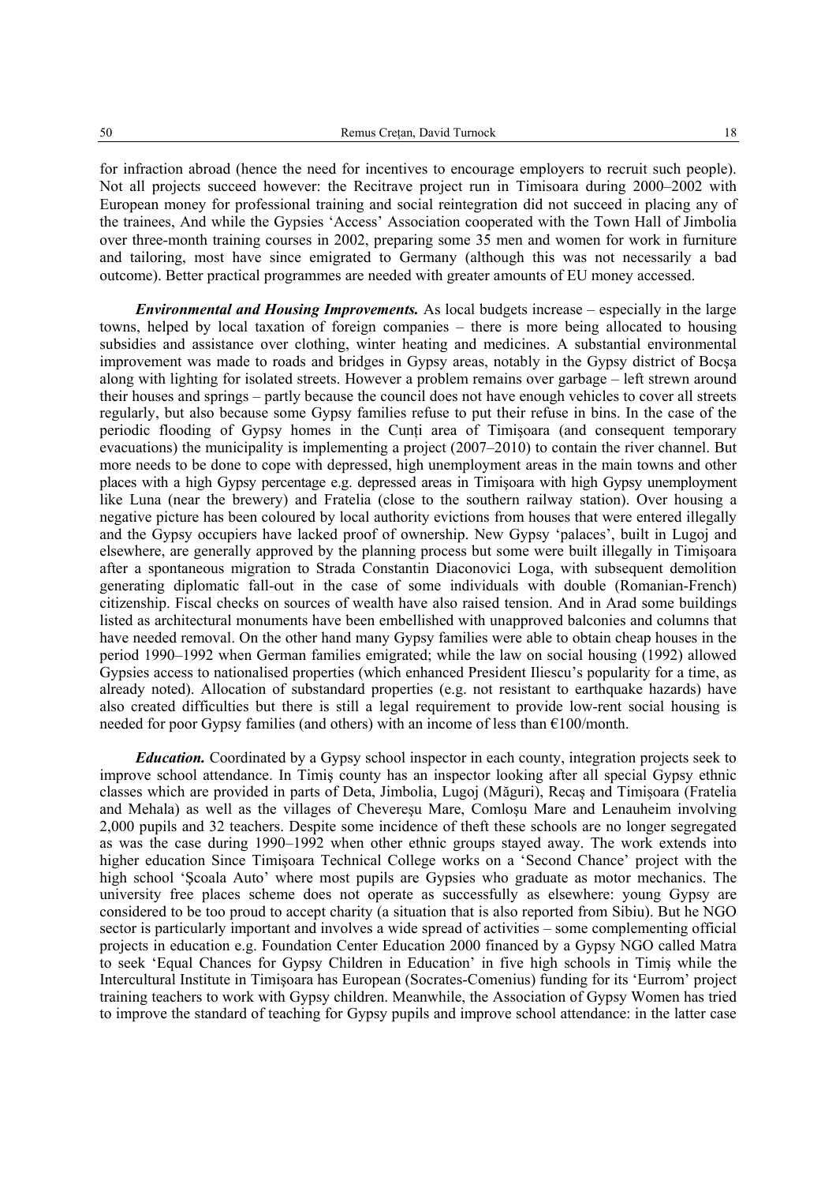for infraction abroad (hence the need for incentives to encourage employers to recruit such people). Not all projects succeed however: the Recitrave project run in Timisoara during 2000–2002 with European money for professional training and social reintegration did not succeed in placing any of the trainees, And while the Gypsies 'Access' Association cooperated with the Town Hall of Jimbolia over three-month training courses in 2002, preparing some 35 men and women for work in furniture and tailoring, most have since emigrated to Germany (although this was not necessarily a bad outcome). Better practical programmes are needed with greater amounts of EU money accessed.

***Environmental and Housing Improvements.*** As local budgets increase – especially in the large towns, helped by local taxation of foreign companies – there is more being allocated to housing subsidies and assistance over clothing, winter heating and medicines. A substantial environmental improvement was made to roads and bridges in Gypsy areas, notably in the Gypsy district of Bocşa along with lighting for isolated streets. However a problem remains over garbage – left strewn around their houses and springs – partly because the council does not have enough vehicles to cover all streets regularly, but also because some Gypsy families refuse to put their refuse in bins. In the case of the periodic flooding of Gypsy homes in the Cunţi area of Timişoara (and consequent temporary evacuations) the municipality is implementing a project (2007–2010) to contain the river channel. But more needs to be done to cope with depressed, high unemployment areas in the main towns and other places with a high Gypsy percentage e.g. depressed areas in Timişoara with high Gypsy unemployment like Luna (near the brewery) and Fratelia (close to the southern railway station). Over housing a negative picture has been coloured by local authority evictions from houses that were entered illegally and the Gypsy occupiers have lacked proof of ownership. New Gypsy 'palaces', built in Lugoj and elsewhere, are generally approved by the planning process but some were built illegally in Timişoara after a spontaneous migration to Strada Constantin Diaconovici Loga, with subsequent demolition generating diplomatic fall-out in the case of some individuals with double (Romanian-French) citizenship. Fiscal checks on sources of wealth have also raised tension. And in Arad some buildings listed as architectural monuments have been embellished with unapproved balconies and columns that have needed removal. On the other hand many Gypsy families were able to obtain cheap houses in the period 1990–1992 when German families emigrated; while the law on social housing (1992) allowed Gypsies access to nationalised properties (which enhanced President Iliescu's popularity for a time, as already noted). Allocation of substandard properties (e.g. not resistant to earthquake hazards) have also created difficulties but there is still a legal requirement to provide low-rent social housing is needed for poor Gypsy families (and others) with an income of less than €100/month.

***Education.*** Coordinated by a Gypsy school inspector in each county, integration projects seek to improve school attendance. In Timiş county has an inspector looking after all special Gypsy ethnic classes which are provided in parts of Deta, Jimbolia, Lugoj (Măguri), Recaş and Timişoara (Fratelia and Mehala) as well as the villages of Chevereşu Mare, Comloşu Mare and Lenauheim involving 2,000 pupils and 32 teachers. Despite some incidence of theft these schools are no longer segregated as was the case during 1990–1992 when other ethnic groups stayed away. The work extends into higher education Since Timişoara Technical College works on a 'Second Chance' project with the high school 'Şcoala Auto' where most pupils are Gypsies who graduate as motor mechanics. The university free places scheme does not operate as successfully as elsewhere: young Gypsy are considered to be too proud to accept charity (a situation that is also reported from Sibiu). But he NGO sector is particularly important and involves a wide spread of activities – some complementing official projects in education e.g. Foundation Center Education 2000 financed by a Gypsy NGO called Matra to seek 'Equal Chances for Gypsy Children in Education' in five high schools in Timiş while the Intercultural Institute in Timişoara has European (Socrates-Comenius) funding for its 'Eurrom' project training teachers to work with Gypsy children. Meanwhile, the Association of Gypsy Women has tried to improve the standard of teaching for Gypsy pupils and improve school attendance: in the latter case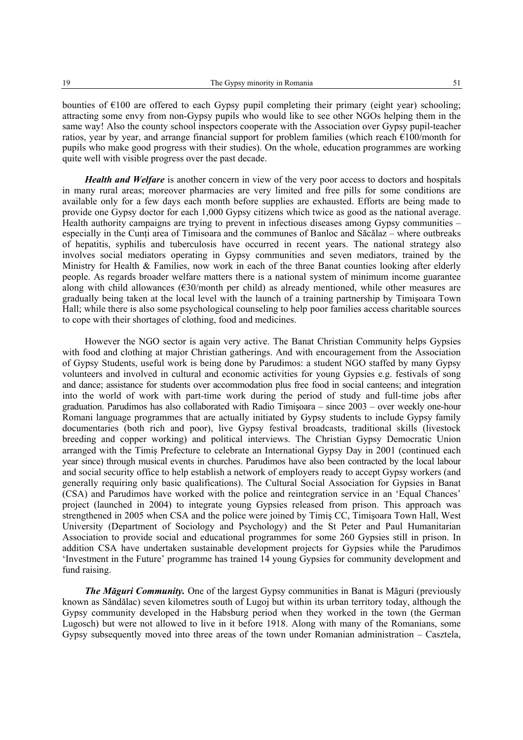bounties of €100 are offered to each Gypsy pupil completing their primary (eight year) schooling; attracting some envy from non-Gypsy pupils who would like to see other NGOs helping them in the same way! Also the county school inspectors cooperate with the Association over Gypsy pupil-teacher ratios, year by year, and arrange financial support for problem families (which reach €100/month for pupils who make good progress with their studies). On the whole, education programmes are working quite well with visible progress over the past decade.

***Health and Welfare*** is another concern in view of the very poor access to doctors and hospitals in many rural areas; moreover pharmacies are very limited and free pills for some conditions are available only for a few days each month before supplies are exhausted. Efforts are being made to provide one Gypsy doctor for each 1,000 Gypsy citizens which twice as good as the national average. Health authority campaigns are trying to prevent in infectious diseases among Gypsy communities – especially in the Cunți area of Timisoara and the communes of Banloc and Săcălaz – where outbreaks of hepatitis, syphilis and tuberculosis have occurred in recent years. The national strategy also involves social mediators operating in Gypsy communities and seven mediators, trained by the Ministry for Health & Families, now work in each of the three Banat counties looking after elderly people. As regards broader welfare matters there is a national system of minimum income guarantee along with child allowances (€30/month per child) as already mentioned, while other measures are gradually being taken at the local level with the launch of a training partnership by Timişoara Town Hall; while there is also some psychological counseling to help poor families access charitable sources to cope with their shortages of clothing, food and medicines.

However the NGO sector is again very active. The Banat Christian Community helps Gypsies with food and clothing at major Christian gatherings. And with encouragement from the Association of Gypsy Students, useful work is being done by Parudimos: a student NGO staffed by many Gypsy volunteers and involved in cultural and economic activities for young Gypsies e.g. festivals of song and dance; assistance for students over accommodation plus free food in social canteens; and integration into the world of work with part-time work during the period of study and full-time jobs after graduation. Parudimos has also collaborated with Radio Timişoara – since 2003 – over weekly one-hour Romani language programmes that are actually initiated by Gypsy students to include Gypsy family documentaries (both rich and poor), live Gypsy festival broadcasts, traditional skills (livestock breeding and copper working) and political interviews. The Christian Gypsy Democratic Union arranged with the Timiș Prefecture to celebrate an International Gypsy Day in 2001 (continued each year since) through musical events in churches. Parudimos have also been contracted by the local labour and social security office to help establish a network of employers ready to accept Gypsy workers (and generally requiring only basic qualifications). The Cultural Social Association for Gypsies in Banat (CSA) and Parudimos have worked with the police and reintegration service in an 'Equal Chances' project (launched in 2004) to integrate young Gypsies released from prison. This approach was strengthened in 2005 when CSA and the police were joined by Timiș CC, Timişoara Town Hall, West University (Department of Sociology and Psychology) and the St Peter and Paul Humanitarian Association to provide social and educational programmes for some 260 Gypsies still in prison. In addition CSA have undertaken sustainable development projects for Gypsies while the Parudimos 'Investment in the Future' programme has trained 14 young Gypsies for community development and fund raising.

***The Măguri Community.*** One of the largest Gypsy communities in Banat is Măguri (previously known as Săndălac) seven kilometres south of Lugoj but within its urban territory today, although the Gypsy community developed in the Habsburg period when they worked in the town (the German Lugosch) but were not allowed to live in it before 1918. Along with many of the Romanians, some Gypsy subsequently moved into three areas of the town under Romanian administration – Casztela,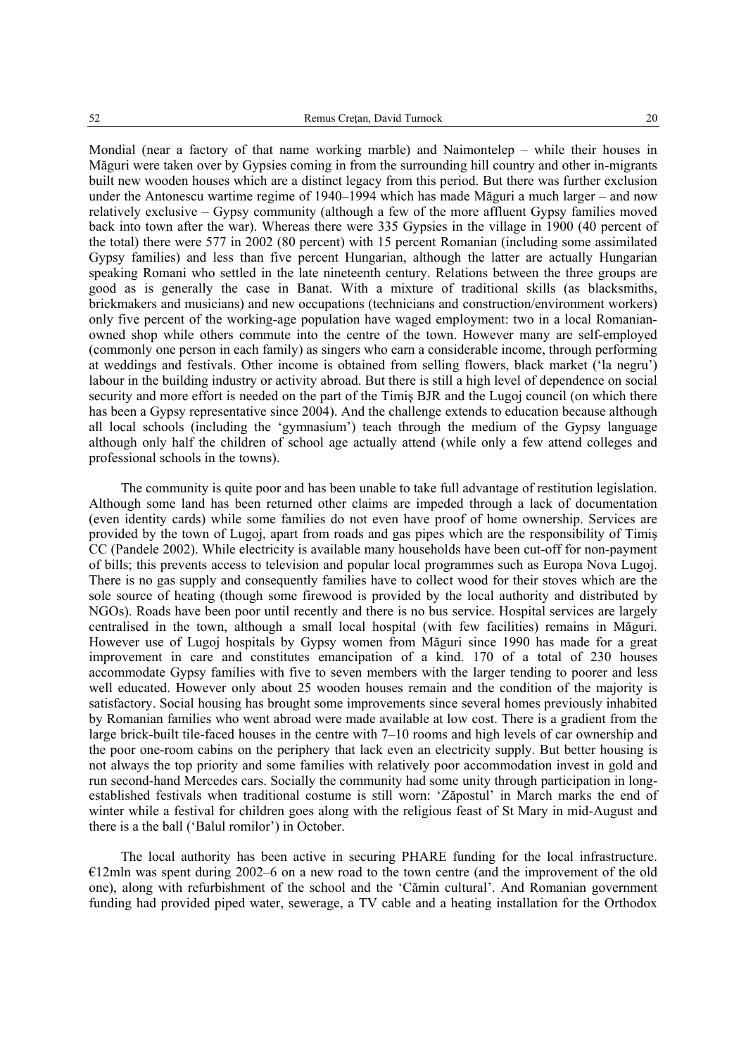Mondial (near a factory of that name working marble) and Naimontelep – while their houses in Măguri were taken over by Gypsies coming in from the surrounding hill country and other in-migrants built new wooden houses which are a distinct legacy from this period. But there was further exclusion under the Antonescu wartime regime of 1940–1994 which has made Măguri a much larger – and now relatively exclusive – Gypsy community (although a few of the more affluent Gypsy families moved back into town after the war). Whereas there were 335 Gypsies in the village in 1900 (40 percent of the total) there were 577 in 2002 (80 percent) with 15 percent Romanian (including some assimilated Gypsy families) and less than five percent Hungarian, although the latter are actually Hungarian speaking Romani who settled in the late nineteenth century. Relations between the three groups are good as is generally the case in Banat. With a mixture of traditional skills (as blacksmiths, brickmakers and musicians) and new occupations (technicians and construction/environment workers) only five percent of the working-age population have waged employment: two in a local Romanian-owned shop while others commute into the centre of the town. However many are self-employed (commonly one person in each family) as singers who earn a considerable income, through performing at weddings and festivals. Other income is obtained from selling flowers, black market ('la negru') labour in the building industry or activity abroad. But there is still a high level of dependence on social security and more effort is needed on the part of the Timiş BJR and the Lugoj council (on which there has been a Gypsy representative since 2004). And the challenge extends to education because although all local schools (including the 'gymnasium') teach through the medium of the Gypsy language although only half the children of school age actually attend (while only a few attend colleges and professional schools in the towns).

The community is quite poor and has been unable to take full advantage of restitution legislation. Although some land has been returned other claims are impeded through a lack of documentation (even identity cards) while some families do not even have proof of home ownership. Services are provided by the town of Lugoj, apart from roads and gas pipes which are the responsibility of Timiş CC (Pandele 2002). While electricity is available many households have been cut-off for non-payment of bills; this prevents access to television and popular local programmes such as Europa Nova Lugoj. There is no gas supply and consequently families have to collect wood for their stoves which are the sole source of heating (though some firewood is provided by the local authority and distributed by NGOs). Roads have been poor until recently and there is no bus service. Hospital services are largely centralised in the town, although a small local hospital (with few facilities) remains in Măguri. However use of Lugoj hospitals by Gypsy women from Măguri since 1990 has made for a great improvement in care and constitutes emancipation of a kind. 170 of a total of 230 houses accommodate Gypsy families with five to seven members with the larger tending to poorer and less well educated. However only about 25 wooden houses remain and the condition of the majority is satisfactory. Social housing has brought some improvements since several homes previously inhabited by Romanian families who went abroad were made available at low cost. There is a gradient from the large brick-built tile-faced houses in the centre with 7–10 rooms and high levels of car ownership and the poor one-room cabins on the periphery that lack even an electricity supply. But better housing is not always the top priority and some families with relatively poor accommodation invest in gold and run second-hand Mercedes cars. Socially the community had some unity through participation in long-established festivals when traditional costume is still worn: 'Zăpostul' in March marks the end of winter while a festival for children goes along with the religious feast of St Mary in mid-August and there is a the ball ('Balul romilor') in October.

The local authority has been active in securing PHARE funding for the local infrastructure. €12mln was spent during 2002–6 on a new road to the town centre (and the improvement of the old one), along with refurbishment of the school and the 'Cămin cultural'. And Romanian government funding had provided piped water, sewerage, a TV cable and a heating installation for the Orthodox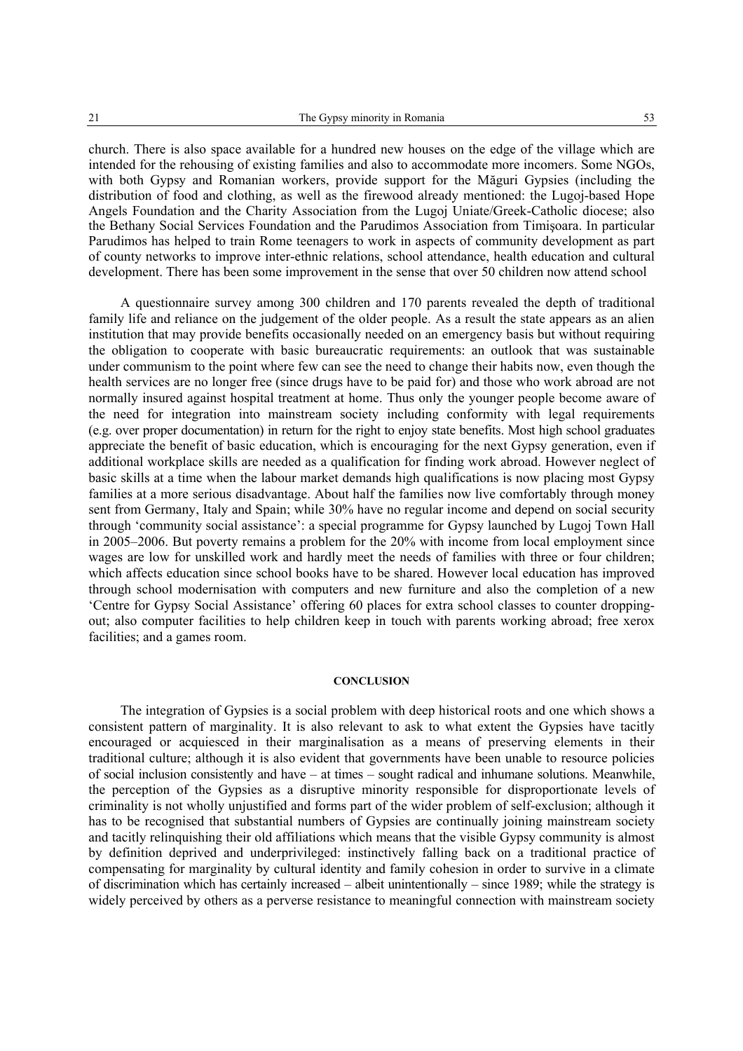church. There is also space available for a hundred new houses on the edge of the village which are intended for the rehousing of existing families and also to accommodate more incomers. Some NGOs, with both Gypsy and Romanian workers, provide support for the Măguri Gypsies (including the distribution of food and clothing, as well as the firewood already mentioned: the Lugoj-based Hope Angels Foundation and the Charity Association from the Lugoj Uniate/Greek-Catholic diocese; also the Bethany Social Services Foundation and the Parudimos Association from Timişoara. In particular Parudimos has helped to train Rome teenagers to work in aspects of community development as part of county networks to improve inter-ethnic relations, school attendance, health education and cultural development. There has been some improvement in the sense that over 50 children now attend school

A questionnaire survey among 300 children and 170 parents revealed the depth of traditional family life and reliance on the judgement of the older people. As a result the state appears as an alien institution that may provide benefits occasionally needed on an emergency basis but without requiring the obligation to cooperate with basic bureaucratic requirements: an outlook that was sustainable under communism to the point where few can see the need to change their habits now, even though the health services are no longer free (since drugs have to be paid for) and those who work abroad are not normally insured against hospital treatment at home. Thus only the younger people become aware of the need for integration into mainstream society including conformity with legal requirements (e.g. over proper documentation) in return for the right to enjoy state benefits. Most high school graduates appreciate the benefit of basic education, which is encouraging for the next Gypsy generation, even if additional workplace skills are needed as a qualification for finding work abroad. However neglect of basic skills at a time when the labour market demands high qualifications is now placing most Gypsy families at a more serious disadvantage. About half the families now live comfortably through money sent from Germany, Italy and Spain; while 30% have no regular income and depend on social security through 'community social assistance': a special programme for Gypsy launched by Lugoj Town Hall in 2005–2006. But poverty remains a problem for the 20% with income from local employment since wages are low for unskilled work and hardly meet the needs of families with three or four children; which affects education since school books have to be shared. However local education has improved through school modernisation with computers and new furniture and also the completion of a new 'Centre for Gypsy Social Assistance' offering 60 places for extra school classes to counter dropping-out; also computer facilities to help children keep in touch with parents working abroad; free xerox facilities; and a games room.

## CONCLUSION

The integration of Gypsies is a social problem with deep historical roots and one which shows a consistent pattern of marginality. It is also relevant to ask to what extent the Gypsies have tacitly encouraged or acquiesced in their marginalisation as a means of preserving elements in their traditional culture; although it is also evident that governments have been unable to resource policies of social inclusion consistently and have – at times – sought radical and inhumane solutions. Meanwhile, the perception of the Gypsies as a disruptive minority responsible for disproportionate levels of criminality is not wholly unjustified and forms part of the wider problem of self-exclusion; although it has to be recognised that substantial numbers of Gypsies are continually joining mainstream society and tacitly relinquishing their old affiliations which means that the visible Gypsy community is almost by definition deprived and underprivileged: instinctively falling back on a traditional practice of compensating for marginality by cultural identity and family cohesion in order to survive in a climate of discrimination which has certainly increased – albeit unintentionally – since 1989; while the strategy is widely perceived by others as a perverse resistance to meaningful connection with mainstream society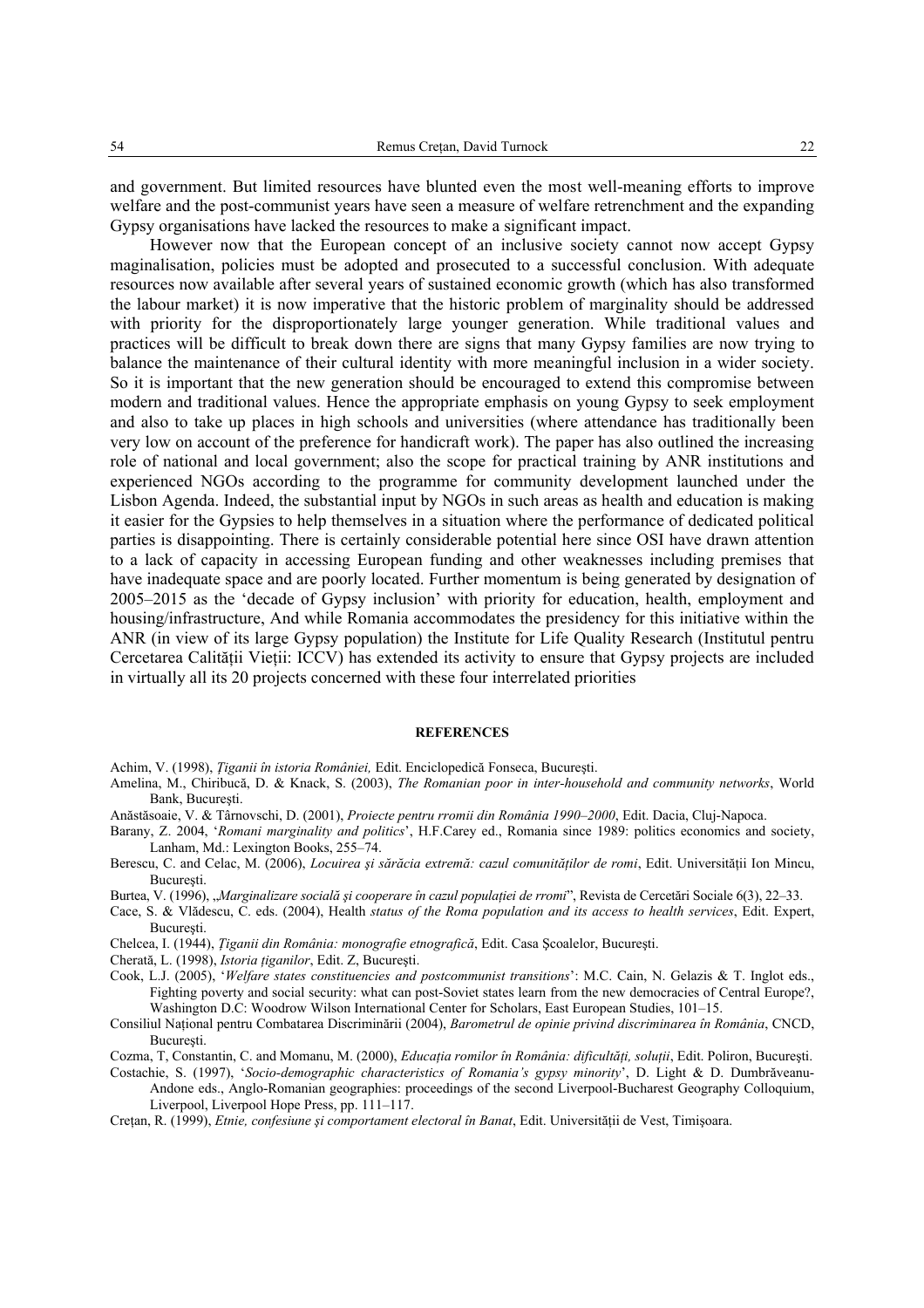and government. But limited resources have blunted even the most well-meaning efforts to improve welfare and the post-communist years have seen a measure of welfare retrenchment and the expanding Gypsy organisations have lacked the resources to make a significant impact.

However now that the European concept of an inclusive society cannot now accept Gypsy maginalisation, policies must be adopted and prosecuted to a successful conclusion. With adequate resources now available after several years of sustained economic growth (which has also transformed the labour market) it is now imperative that the historic problem of marginality should be addressed with priority for the disproportionately large younger generation. While traditional values and practices will be difficult to break down there are signs that many Gypsy families are now trying to balance the maintenance of their cultural identity with more meaningful inclusion in a wider society. So it is important that the new generation should be encouraged to extend this compromise between modern and traditional values. Hence the appropriate emphasis on young Gypsy to seek employment and also to take up places in high schools and universities (where attendance has traditionally been very low on account of the preference for handicraft work). The paper has also outlined the increasing role of national and local government; also the scope for practical training by ANR institutions and experienced NGOs according to the programme for community development launched under the Lisbon Agenda. Indeed, the substantial input by NGOs in such areas as health and education is making it easier for the Gypsies to help themselves in a situation where the performance of dedicated political parties is disappointing. There is certainly considerable potential here since OSI have drawn attention to a lack of capacity in accessing European funding and other weaknesses including premises that have inadequate space and are poorly located. Further momentum is being generated by designation of 2005–2015 as the 'decade of Gypsy inclusion' with priority for education, health, employment and housing/infrastructure, And while Romania accommodates the presidency for this initiative within the ANR (in view of its large Gypsy population) the Institute for Life Quality Research (Institutul pentru Cercetarea Calității Vieții: ICCV) has extended its activity to ensure that Gypsy projects are included in virtually all its 20 projects concerned with these four interrelated priorities

## REFERENCES

Achim, V. (1998), *Ţiganii în istoria României,* Edit. Enciclopedică Fonseca, Bucureşti.

Amelina, M., Chiribucă, D. & Knack, S. (2003), *The Romanian poor in inter-household and community networks*, World Bank, Bucureşti.

Anăstăsoaie, V. & Târnovschi, D. (2001), *Proiecte pentru rromii din România 1990–2000*, Edit. Dacia, Cluj-Napoca.

Barany, Z. 2004, '*Romani marginality and politics*', H.F.Carey ed., Romania since 1989: politics economics and society, Lanham, Md.: Lexington Books, 255–74.

Berescu, C. and Celac, M. (2006), *Locuirea şi sărăcia extremă: cazul comunităţilor de romi*, Edit. Universităţii Ion Mincu, Bucureşti.

Burtea, V. (1996), „*Marginalizare socială şi cooperare în cazul populaţiei de rromi*", Revista de Cercetări Sociale 6(3), 22–33.

Cace, S. & Vlădescu, C. eds. (2004), Health *status of the Roma population and its access to health services*, Edit. Expert, Bucureşti.

Chelcea, I. (1944), *Ţiganii din România: monografie etnografică*, Edit. Casa Şcoalelor, Bucureşti.

Cherată, L. (1998), *Istoria ţiganilor*, Edit. Z, Bucureşti.

Cook, L.J. (2005), '*Welfare states constituencies and postcommunist transitions*': M.C. Cain, N. Gelazis & T. Inglot eds., Fighting poverty and social security: what can post-Soviet states learn from the new democracies of Central Europe?, Washington D.C: Woodrow Wilson International Center for Scholars, East European Studies, 101–15.

Consiliul Naţional pentru Combatarea Discriminării (2004), *Barometrul de opinie privind discriminarea în România*, CNCD, Bucureşti.

Cozma, T, Constantin, C. and Momanu, M. (2000), *Educaţia romilor în România: dificultăţi, soluţii*, Edit. Poliron, Bucureşti.

Costachie, S. (1997), '*Socio-demographic characteristics of Romania's gypsy minority*', D. Light & D. Dumbrăveanu-Andone eds., Anglo-Romanian geographies: proceedings of the second Liverpool-Bucharest Geography Colloquium, Liverpool, Liverpool Hope Press, pp. 111–117.

Creţan, R. (1999), *Etnie, confesiune şi comportament electoral în Banat*, Edit. Universităţii de Vest, Timişoara.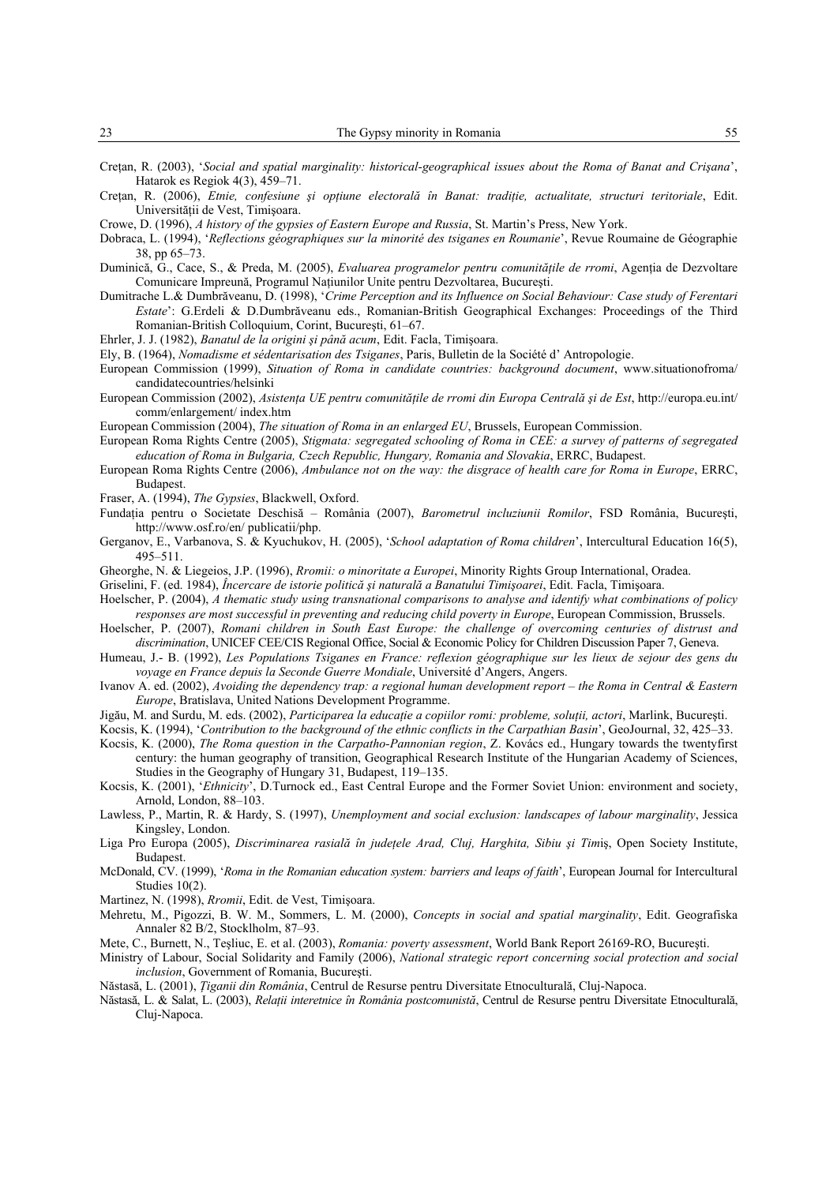Crețan, R. (2003), '*Social and spatial marginality: historical-geographical issues about the Roma of Banat and Crișana*', Hatarok es Regiok 4(3), 459–71.

Crețan, R. (2006), *Etnie, confesiune şi opţiune electorală în Banat: tradiţie, actualitate, structuri teritoriale*, Edit. Universităţii de Vest, Timişoara.

Crowe, D. (1996), *A history of the gypsies of Eastern Europe and Russia*, St. Martin's Press, New York.

Dobraca, L. (1994), '*Reflections géographiques sur la minorité des tsiganes en Roumanie*', Revue Roumaine de Géographie 38, pp 65–73.

Duminică, G., Cace, S., & Preda, M. (2005), *Evaluarea programelor pentru comunităţile de rromi*, Agenţia de Dezvoltare Comunicare Impreună, Programul Naţiunilor Unite pentru Dezvoltarea, Bucureşti.

Dumitrache L.& Dumbrăveanu, D. (1998), '*Crime Perception and its Influence on Social Behaviour: Case study of Ferentari Estate*': G.Erdeli & D.Dumbrăveanu eds., Romanian-British Geographical Exchanges: Proceedings of the Third Romanian-British Colloquium, Corint, Bucureşti, 61–67.

Ehrler, J. J. (1982), *Banatul de la origini şi până acum*, Edit. Facla, Timişoara.

Ely, B. (1964), *Nomadisme et sédentarisation des Tsiganes*, Paris, Bulletin de la Société d' Antropologie.

European Commission (1999), *Situation of Roma in candidate countries: background document*, www.situationofroma/candidatecountries/helsinki

European Commission (2002), *Asistenţa UE pentru comunităţile de rromi din Europa Centrală şi de Est*, http://europa.eu.int/comm/enlargement/ index.htm

European Commission (2004), *The situation of Roma in an enlarged EU*, Brussels, European Commission.

European Roma Rights Centre (2005), *Stigmata: segregated schooling of Roma in CEE: a survey of patterns of segregated education of Roma in Bulgaria, Czech Republic, Hungary, Romania and Slovakia*, ERRC, Budapest.

European Roma Rights Centre (2006), *Ambulance not on the way: the disgrace of health care for Roma in Europe*, ERRC, Budapest.

Fraser, A. (1994), *The Gypsies*, Blackwell, Oxford.

Fundaţia pentru o Societate Deschisă – România (2007), *Barometrul incluziunii Romilor*, FSD România, Bucureşti, http://www.osf.ro/en/ publicatii/php.

Gerganov, E., Varbanova, S. & Kyuchukov, H. (2005), '*School adaptation of Roma children*', Intercultural Education 16(5), 495–511.

Gheorghe, N. & Liegeios, J.P. (1996), *Rromii: o minoritate a Europei*, Minority Rights Group International, Oradea.

Griselini, F. (ed. 1984), *Încercare de istorie politică şi naturală a Banatului Timişoarei*, Edit. Facla, Timişoara.

Hoelscher, P. (2004), *A thematic study using transnational comparisons to analyse and identify what combinations of policy responses are most successful in preventing and reducing child poverty in Europe*, European Commission, Brussels.

Hoelscher, P. (2007), *Romani children in South East Europe: the challenge of overcoming centuries of distrust and discrimination*, UNICEF CEE/CIS Regional Office, Social & Economic Policy for Children Discussion Paper 7, Geneva.

Humeau, J.- B. (1992), *Les Populations Tsiganes en France: reflexion géographique sur les lieux de sejour des gens du voyage en France depuis la Seconde Guerre Mondiale*, Université d'Angers, Angers.

Ivanov A. ed. (2002), *Avoiding the dependency trap: a regional human development report – the Roma in Central & Eastern Europe*, Bratislava, United Nations Development Programme.

Jigău, M. and Surdu, M. eds. (2002), *Participarea la educaţie a copiilor romi: probleme, soluţii, actori*, Marlink, Bucureşti.

Kocsis, K. (1994), '*Contribution to the background of the ethnic conflicts in the Carpathian Basin*', GeoJournal, 32, 425–33.

Kocsis, K. (2000), *The Roma question in the Carpatho-Pannonian region*, Z. Kovács ed., Hungary towards the twentyfirst century: the human geography of transition, Geographical Research Institute of the Hungarian Academy of Sciences, Studies in the Geography of Hungary 31, Budapest, 119–135.

Kocsis, K. (2001), '*Ethnicity*', D.Turnock ed., East Central Europe and the Former Soviet Union: environment and society, Arnold, London, 88–103.

Lawless, P., Martin, R. & Hardy, S. (1997), *Unemployment and social exclusion: landscapes of labour marginality*, Jessica Kingsley, London.

Liga Pro Europa (2005), *Discriminarea rasială în judeţele Arad, Cluj, Harghita, Sibiu şi Tim*iş, Open Society Institute, Budapest.

McDonald, CV. (1999), '*Roma in the Romanian education system: barriers and leaps of faith*', European Journal for Intercultural Studies 10(2).

Martinez, N. (1998), *Rromii*, Edit. de Vest, Timişoara.

Mehretu, M., Pigozzi, B. W. M., Sommers, L. M. (2000), *Concepts in social and spatial marginality*, Edit. Geografiska Annaler 82 B/2, Stocklholm, 87–93.

Mete, C., Burnett, N., Teşliuc, E. et al. (2003), *Romania: poverty assessment*, World Bank Report 26169-RO, Bucureşti.

Ministry of Labour, Social Solidarity and Family (2006), *National strategic report concerning social protection and social inclusion*, Government of Romania, Bucureşti.

Năstasă, L. (2001), *Ţiganii din România*, Centrul de Resurse pentru Diversitate Etnoculturală, Cluj-Napoca.

Năstasă, L. & Salat, L. (2003), *Relaţii interetnice în România postcomunistă*, Centrul de Resurse pentru Diversitate Etnoculturală, Cluj-Napoca.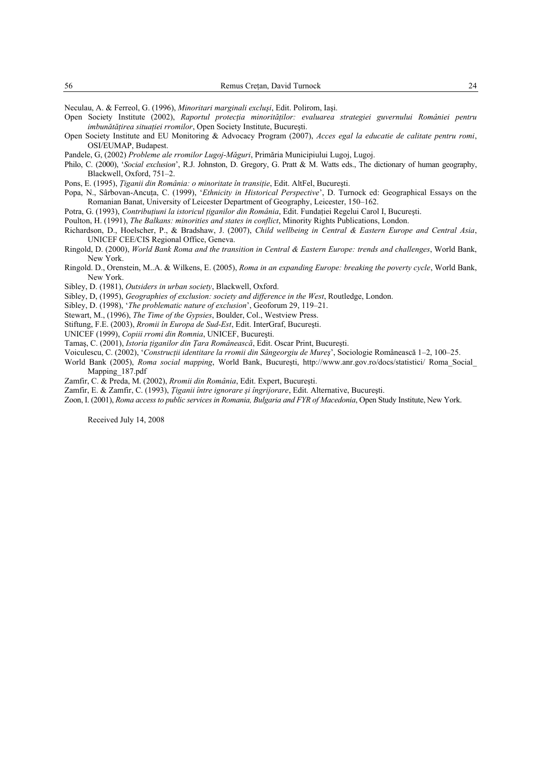Neculau, A. & Ferreol, G. (1996), *Minoritari marginali excluşi*, Edit. Polirom, Iaşi.

Open Society Institute (2002), *Raportul protecţia minorităţilor: evaluarea strategiei guvernului României pentru imbunătăţirea situaţiei rromilor*, Open Society Institute, Bucureşti.

Open Society Institute and EU Monitoring & Advocacy Program (2007), *Acces egal la educatie de calitate pentru romi*, OSI/EUMAP, Budapest.

Pandele, G, (2002) *Probleme ale rromilor Lugoj-Măguri*, Primăria Municipiului Lugoj, Lugoj.

Philo, C. (2000), '*Social exclusion*', R.J. Johnston, D. Gregory, G. Pratt & M. Watts eds., The dictionary of human geography, Blackwell, Oxford, 751–2.

Pons, E. (1995), *Ţiganii din România: o minoritate în tranziţie*, Edit. AltFel, Bucureşti.

Popa, N., Sârbovan-Ancuţa, C. (1999), '*Ethnicity in Historical Perspective*', D. Turnock ed: Geographical Essays on the Romanian Banat, University of Leicester Department of Geography, Leicester, 150–162.

Potra, G. (1993), *Contribuţiuni la istoricul ţiganilor din România*, Edit. Fundaţiei Regelui Carol I, Bucureşti.

Poulton, H. (1991), *The Balkans: minorities and states in conflict*, Minority Rights Publications, London.

Richardson, D., Hoelscher, P., & Bradshaw, J. (2007), *Child wellbeing in Central & Eastern Europe and Central Asia*, UNICEF CEE/CIS Regional Office, Geneva.

Ringold, D. (2000), *World Bank Roma and the transition in Central & Eastern Europe: trends and challenges*, World Bank, New York.

Ringold. D., Orenstein, M..A. & Wilkens, E. (2005), *Roma in an expanding Europe: breaking the poverty cycle*, World Bank, New York.

Sibley, D. (1981), *Outsiders in urban society*, Blackwell, Oxford.

Sibley, D, (1995), *Geographies of exclusion: society and difference in the West*, Routledge, London.

Sibley, D. (1998), '*The problematic nature of exclusion*', Geoforum 29, 119–21.

Stewart, M., (1996), *The Time of the Gypsies*, Boulder, Col., Westview Press.

Stiftung, F.E. (2003), *Rromii în Europa de Sud-Est*, Edit. InterGraf, Bucureşti.

UNICEF (1999), *Copiii rromi din Romnia*, UNICEF, Bucureşti.

Tamaş, C. (2001), *Istoria ţiganilor din Ţara Românească*, Edit. Oscar Print, Bucureşti.

Voiculescu, C. (2002), '*Construcţii identitare la rromii din Sângeorgiu de Mureş*', Sociologie Românească 1–2, 100–25.

World Bank (2005), *Roma social mapping*, World Bank, Bucureşti, http://www.anr.gov.ro/docs/statistici/ Roma_Social_ Mapping_187.pdf

Zamfir, C. & Preda, M. (2002), *Rromii din România*, Edit. Expert, Bucureşti.

Zamfir, E. & Zamfir, C. (1993), *Ţiganii între ignorare şi îngrijorare*, Edit. Alternative, Bucureşti.

Zoon, I. (2001), *Roma access to public services in Romania, Bulgaria and FYR of Macedonia*, Open Study Institute, New York.

Received July 14, 2008